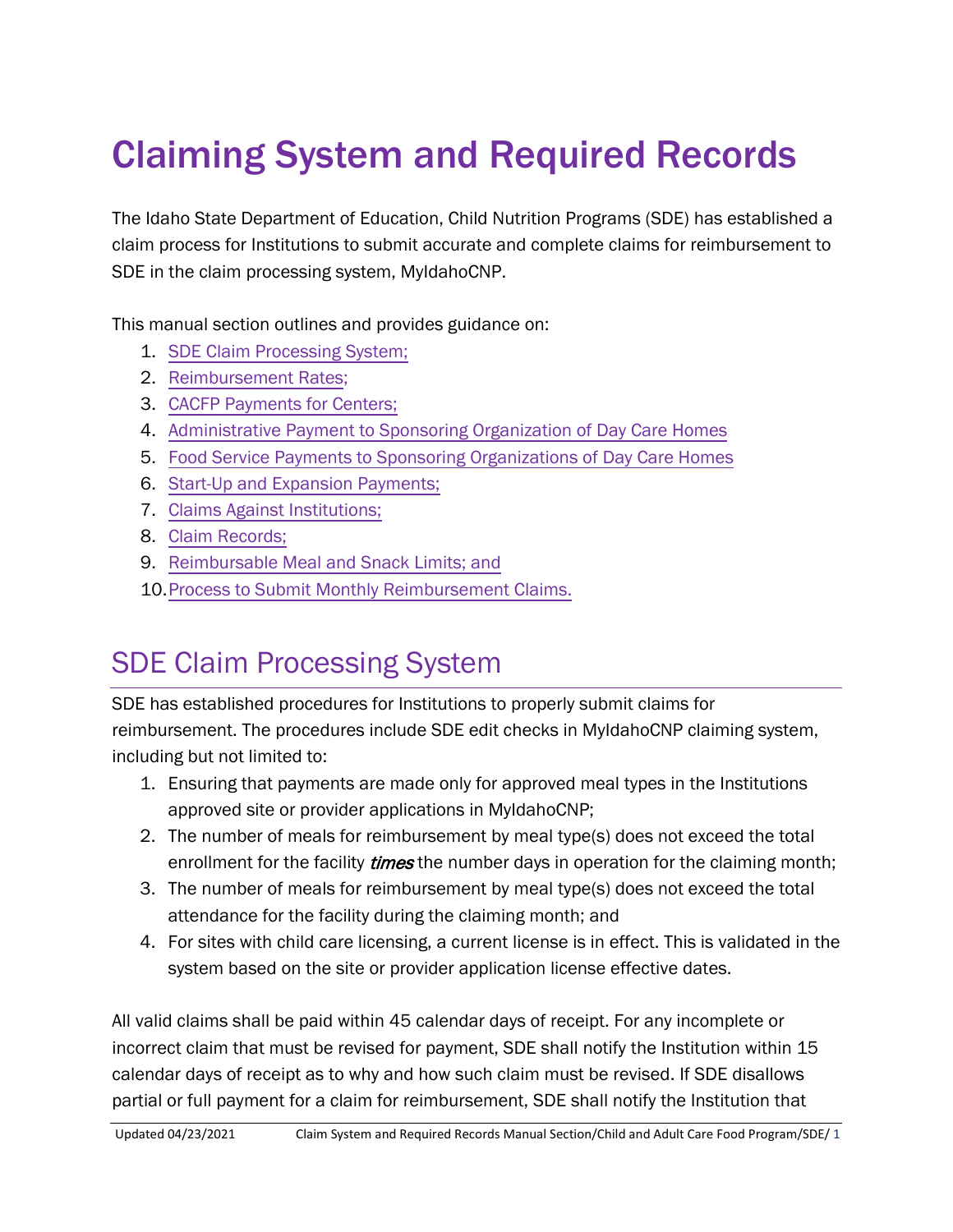# Claiming System and Required Records

The Idaho State Department of Education, Child Nutrition Programs (SDE) has established a claim process for Institutions to submit accurate and complete claims for reimbursement to SDE in the claim processing system, MyIdahoCNP.

This manual section outlines and provides guidance on:

1. SDE Claim Processing System;
2. Reimbursement Rates;
3. CACFP Payments for Centers;
4. Administrative Payment to Sponsoring Organization of Day Care Homes
5. Food Service Payments to Sponsoring Organizations of Day Care Homes
6. Start-Up and Expansion Payments;
7. Claims Against Institutions;
8. Claim Records;
9. Reimbursable Meal and Snack Limits; and
10. Process to Submit Monthly Reimbursement Claims.

## SDE Claim Processing System

SDE has established procedures for Institutions to properly submit claims for reimbursement. The procedures include SDE edit checks in MyIdahoCNP claiming system, including but not limited to:

1. Ensuring that payments are made only for approved meal types in the Institutions approved site or provider applications in MyIdahoCNP;
2. The number of meals for reimbursement by meal type(s) does not exceed the total enrollment for the facility *times* the number days in operation for the claiming month;
3. The number of meals for reimbursement by meal type(s) does not exceed the total attendance for the facility during the claiming month; and
4. For sites with child care licensing, a current license is in effect. This is validated in the system based on the site or provider application license effective dates.

All valid claims shall be paid within 45 calendar days of receipt. For any incomplete or incorrect claim that must be revised for payment, SDE shall notify the Institution within 15 calendar days of receipt as to why and how such claim must be revised. If SDE disallows partial or full payment for a claim for reimbursement, SDE shall notify the Institution that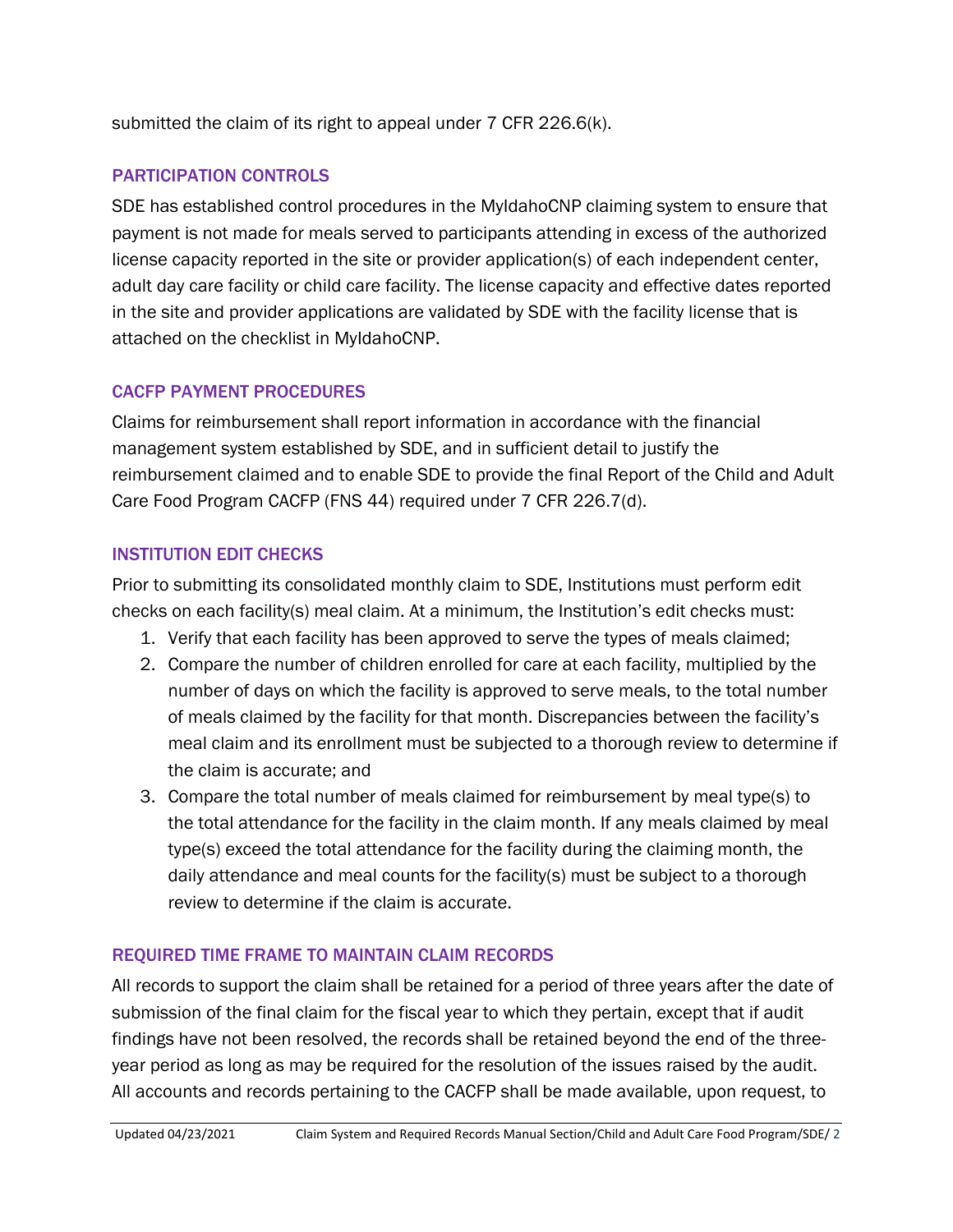submitted the claim of its right to appeal under 7 CFR 226.6(k).

## PARTICIPATION CONTROLS

SDE has established control procedures in the MyIdahoCNP claiming system to ensure that payment is not made for meals served to participants attending in excess of the authorized license capacity reported in the site or provider application(s) of each independent center, adult day care facility or child care facility. The license capacity and effective dates reported in the site and provider applications are validated by SDE with the facility license that is attached on the checklist in MyIdahoCNP.

## CACFP PAYMENT PROCEDURES

Claims for reimbursement shall report information in accordance with the financial management system established by SDE, and in sufficient detail to justify the reimbursement claimed and to enable SDE to provide the final Report of the Child and Adult Care Food Program CACFP (FNS 44) required under 7 CFR 226.7(d).

## INSTITUTION EDIT CHECKS

Prior to submitting its consolidated monthly claim to SDE, Institutions must perform edit checks on each facility(s) meal claim. At a minimum, the Institution's edit checks must:

1. Verify that each facility has been approved to serve the types of meals claimed;
2. Compare the number of children enrolled for care at each facility, multiplied by the number of days on which the facility is approved to serve meals, to the total number of meals claimed by the facility for that month. Discrepancies between the facility's meal claim and its enrollment must be subjected to a thorough review to determine if the claim is accurate; and
3. Compare the total number of meals claimed for reimbursement by meal type(s) to the total attendance for the facility in the claim month. If any meals claimed by meal type(s) exceed the total attendance for the facility during the claiming month, the daily attendance and meal counts for the facility(s) must be subject to a thorough review to determine if the claim is accurate.

## REQUIRED TIME FRAME TO MAINTAIN CLAIM RECORDS

All records to support the claim shall be retained for a period of three years after the date of submission of the final claim for the fiscal year to which they pertain, except that if audit findings have not been resolved, the records shall be retained beyond the end of the three-year period as long as may be required for the resolution of the issues raised by the audit. All accounts and records pertaining to the CACFP shall be made available, upon request, to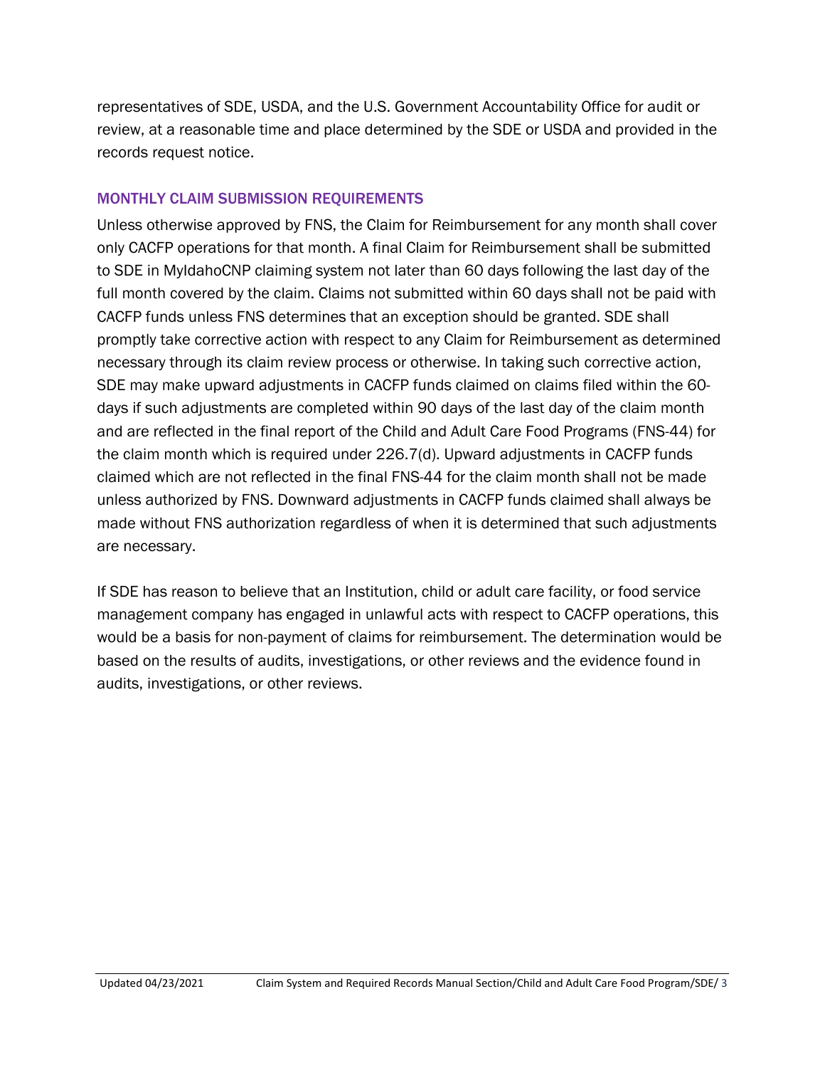representatives of SDE, USDA, and the U.S. Government Accountability Office for audit or review, at a reasonable time and place determined by the SDE or USDA and provided in the records request notice.

### MONTHLY CLAIM SUBMISSION REQUIREMENTS

Unless otherwise approved by FNS, the Claim for Reimbursement for any month shall cover only CACFP operations for that month. A final Claim for Reimbursement shall be submitted to SDE in MyIdahoCNP claiming system not later than 60 days following the last day of the full month covered by the claim. Claims not submitted within 60 days shall not be paid with CACFP funds unless FNS determines that an exception should be granted. SDE shall promptly take corrective action with respect to any Claim for Reimbursement as determined necessary through its claim review process or otherwise. In taking such corrective action, SDE may make upward adjustments in CACFP funds claimed on claims filed within the 60-days if such adjustments are completed within 90 days of the last day of the claim month and are reflected in the final report of the Child and Adult Care Food Programs (FNS-44) for the claim month which is required under 226.7(d). Upward adjustments in CACFP funds claimed which are not reflected in the final FNS-44 for the claim month shall not be made unless authorized by FNS. Downward adjustments in CACFP funds claimed shall always be made without FNS authorization regardless of when it is determined that such adjustments are necessary.

If SDE has reason to believe that an Institution, child or adult care facility, or food service management company has engaged in unlawful acts with respect to CACFP operations, this would be a basis for non-payment of claims for reimbursement. The determination would be based on the results of audits, investigations, or other reviews and the evidence found in audits, investigations, or other reviews.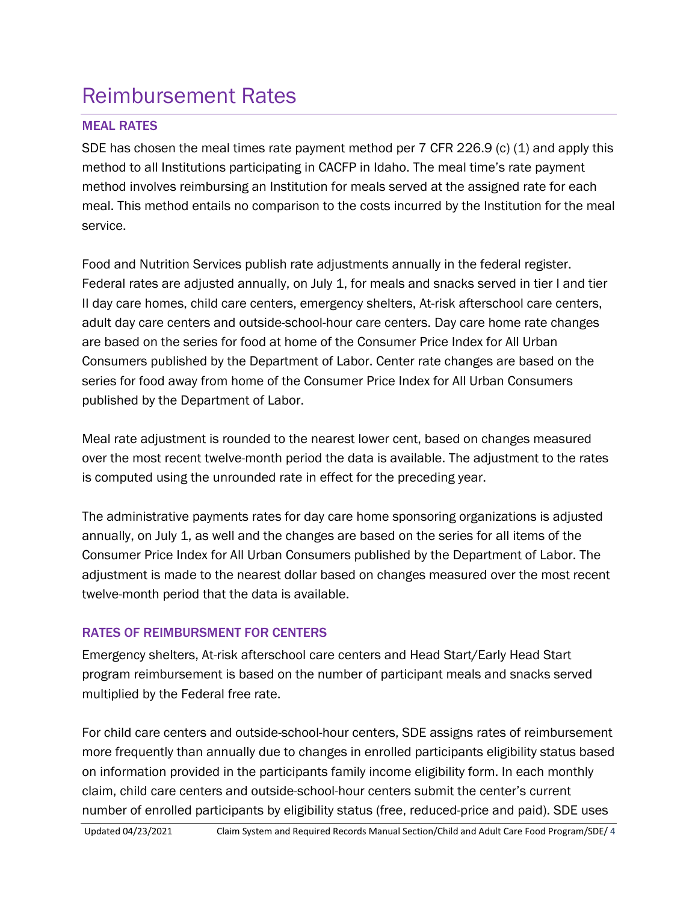# Reimbursement Rates

## MEAL RATES

SDE has chosen the meal times rate payment method per 7 CFR 226.9 (c) (1) and apply this method to all Institutions participating in CACFP in Idaho. The meal time's rate payment method involves reimbursing an Institution for meals served at the assigned rate for each meal. This method entails no comparison to the costs incurred by the Institution for the meal service.

Food and Nutrition Services publish rate adjustments annually in the federal register. Federal rates are adjusted annually, on July 1, for meals and snacks served in tier I and tier II day care homes, child care centers, emergency shelters, At-risk afterschool care centers, adult day care centers and outside-school-hour care centers. Day care home rate changes are based on the series for food at home of the Consumer Price Index for All Urban Consumers published by the Department of Labor. Center rate changes are based on the series for food away from home of the Consumer Price Index for All Urban Consumers published by the Department of Labor.

Meal rate adjustment is rounded to the nearest lower cent, based on changes measured over the most recent twelve-month period the data is available. The adjustment to the rates is computed using the unrounded rate in effect for the preceding year.

The administrative payments rates for day care home sponsoring organizations is adjusted annually, on July 1, as well and the changes are based on the series for all items of the Consumer Price Index for All Urban Consumers published by the Department of Labor. The adjustment is made to the nearest dollar based on changes measured over the most recent twelve-month period that the data is available.

## RATES OF REIMBURSMENT FOR CENTERS

Emergency shelters, At-risk afterschool care centers and Head Start/Early Head Start program reimbursement is based on the number of participant meals and snacks served multiplied by the Federal free rate.

For child care centers and outside-school-hour centers, SDE assigns rates of reimbursement more frequently than annually due to changes in enrolled participants eligibility status based on information provided in the participants family income eligibility form. In each monthly claim, child care centers and outside-school-hour centers submit the center's current number of enrolled participants by eligibility status (free, reduced-price and paid). SDE uses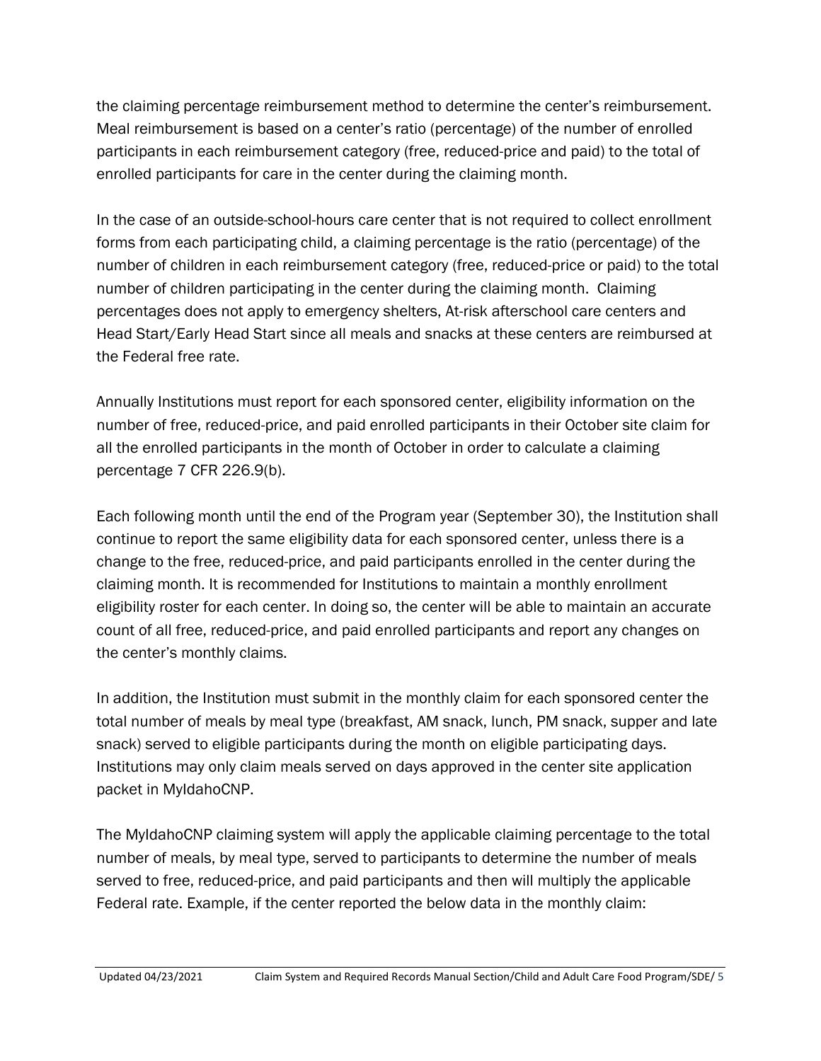the claiming percentage reimbursement method to determine the center's reimbursement. Meal reimbursement is based on a center's ratio (percentage) of the number of enrolled participants in each reimbursement category (free, reduced-price and paid) to the total of enrolled participants for care in the center during the claiming month.

In the case of an outside-school-hours care center that is not required to collect enrollment forms from each participating child, a claiming percentage is the ratio (percentage) of the number of children in each reimbursement category (free, reduced-price or paid) to the total number of children participating in the center during the claiming month. Claiming percentages does not apply to emergency shelters, At-risk afterschool care centers and Head Start/Early Head Start since all meals and snacks at these centers are reimbursed at the Federal free rate.

Annually Institutions must report for each sponsored center, eligibility information on the number of free, reduced-price, and paid enrolled participants in their October site claim for all the enrolled participants in the month of October in order to calculate a claiming percentage 7 CFR 226.9(b).

Each following month until the end of the Program year (September 30), the Institution shall continue to report the same eligibility data for each sponsored center, unless there is a change to the free, reduced-price, and paid participants enrolled in the center during the claiming month. It is recommended for Institutions to maintain a monthly enrollment eligibility roster for each center. In doing so, the center will be able to maintain an accurate count of all free, reduced-price, and paid enrolled participants and report any changes on the center's monthly claims.

In addition, the Institution must submit in the monthly claim for each sponsored center the total number of meals by meal type (breakfast, AM snack, lunch, PM snack, supper and late snack) served to eligible participants during the month on eligible participating days. Institutions may only claim meals served on days approved in the center site application packet in MyIdahoCNP.

The MyIdahoCNP claiming system will apply the applicable claiming percentage to the total number of meals, by meal type, served to participants to determine the number of meals served to free, reduced-price, and paid participants and then will multiply the applicable Federal rate. Example, if the center reported the below data in the monthly claim: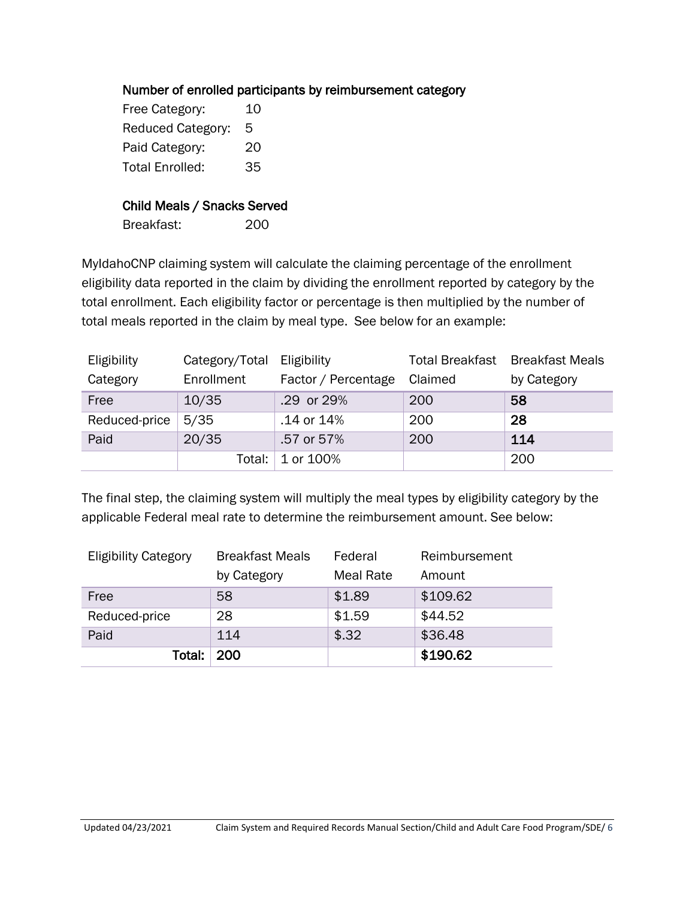**Number of enrolled participants by reimbursement category**

Free Category: 10
Reduced Category: 5
Paid Category: 20
Total Enrolled: 35

**Child Meals / Snacks Served**

Breakfast: 200

MyIdahoCNP claiming system will calculate the claiming percentage of the enrollment eligibility data reported in the claim by dividing the enrollment reported by category by the total enrollment. Each eligibility factor or percentage is then multiplied by the number of total meals reported in the claim by meal type. See below for an example:

| Eligibility Category | Category/Total Enrollment | Eligibility Factor / Percentage | Total Breakfast Claimed | Breakfast Meals by Category |
|---|---|---|---|---|
| Free | 10/35 | .29 or 29% | 200 | **58** |
| Reduced-price | 5/35 | .14 or 14% | 200 | **28** |
| Paid | 20/35 | .57 or 57% | 200 | **114** |
| | Total: | 1 or 100% | | 200 |

The final step, the claiming system will multiply the meal types by eligibility category by the applicable Federal meal rate to determine the reimbursement amount. See below:

| Eligibility Category | Breakfast Meals by Category | Federal Meal Rate | Reimbursement Amount |
|---|---|---|---|
| Free | 58 | $1.89 | $109.62 |
| Reduced-price | 28 | $1.59 | $44.52 |
| Paid | 114 | $.32 | $36.48 |
| **Total:** | **200** | | **$190.62** |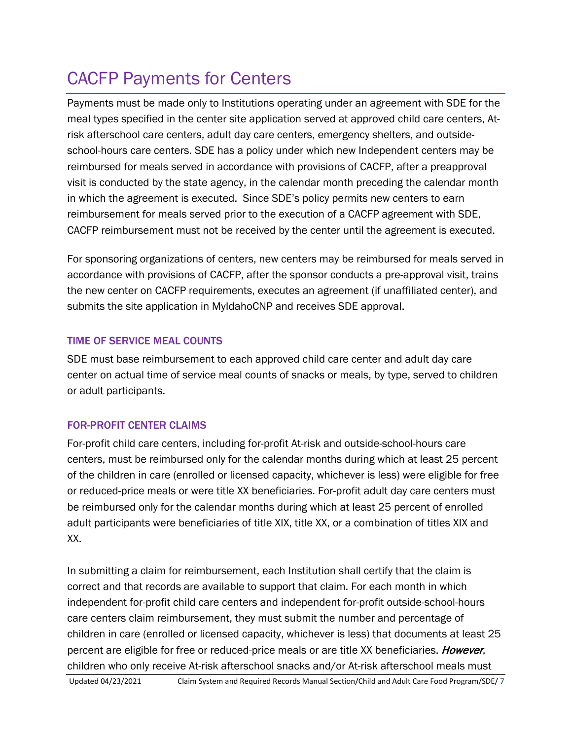# CACFP Payments for Centers

Payments must be made only to Institutions operating under an agreement with SDE for the meal types specified in the center site application served at approved child care centers, At-risk afterschool care centers, adult day care centers, emergency shelters, and outside-school-hours care centers. SDE has a policy under which new Independent centers may be reimbursed for meals served in accordance with provisions of CACFP, after a preapproval visit is conducted by the state agency, in the calendar month preceding the calendar month in which the agreement is executed. Since SDE's policy permits new centers to earn reimbursement for meals served prior to the execution of a CACFP agreement with SDE, CACFP reimbursement must not be received by the center until the agreement is executed.

For sponsoring organizations of centers, new centers may be reimbursed for meals served in accordance with provisions of CACFP, after the sponsor conducts a pre-approval visit, trains the new center on CACFP requirements, executes an agreement (if unaffiliated center), and submits the site application in MyIdahoCNP and receives SDE approval.

### TIME OF SERVICE MEAL COUNTS

SDE must base reimbursement to each approved child care center and adult day care center on actual time of service meal counts of snacks or meals, by type, served to children or adult participants.

### FOR-PROFIT CENTER CLAIMS

For-profit child care centers, including for-profit At-risk and outside-school-hours care centers, must be reimbursed only for the calendar months during which at least 25 percent of the children in care (enrolled or licensed capacity, whichever is less) were eligible for free or reduced-price meals or were title XX beneficiaries. For-profit adult day care centers must be reimbursed only for the calendar months during which at least 25 percent of enrolled adult participants were beneficiaries of title XIX, title XX, or a combination of titles XIX and XX.

In submitting a claim for reimbursement, each Institution shall certify that the claim is correct and that records are available to support that claim. For each month in which independent for-profit child care centers and independent for-profit outside-school-hours care centers claim reimbursement, they must submit the number and percentage of children in care (enrolled or licensed capacity, whichever is less) that documents at least 25 percent are eligible for free or reduced-price meals or are title XX beneficiaries. ***However***, children who only receive At-risk afterschool snacks and/or At-risk afterschool meals must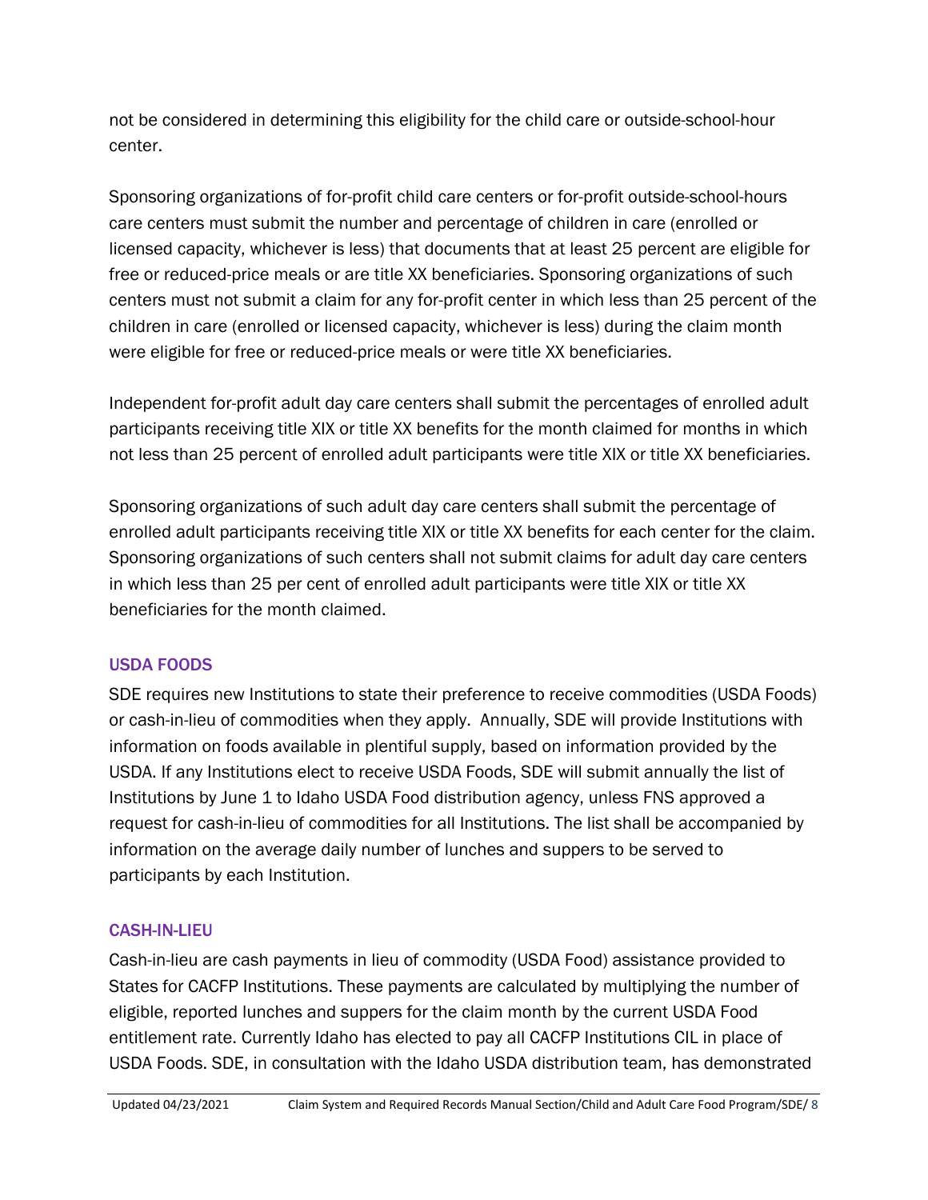not be considered in determining this eligibility for the child care or outside-school-hour center.

Sponsoring organizations of for-profit child care centers or for-profit outside-school-hours care centers must submit the number and percentage of children in care (enrolled or licensed capacity, whichever is less) that documents that at least 25 percent are eligible for free or reduced-price meals or are title XX beneficiaries. Sponsoring organizations of such centers must not submit a claim for any for-profit center in which less than 25 percent of the children in care (enrolled or licensed capacity, whichever is less) during the claim month were eligible for free or reduced-price meals or were title XX beneficiaries.

Independent for-profit adult day care centers shall submit the percentages of enrolled adult participants receiving title XIX or title XX benefits for the month claimed for months in which not less than 25 percent of enrolled adult participants were title XIX or title XX beneficiaries.

Sponsoring organizations of such adult day care centers shall submit the percentage of enrolled adult participants receiving title XIX or title XX benefits for each center for the claim. Sponsoring organizations of such centers shall not submit claims for adult day care centers in which less than 25 per cent of enrolled adult participants were title XIX or title XX beneficiaries for the month claimed.

### USDA FOODS

SDE requires new Institutions to state their preference to receive commodities (USDA Foods) or cash-in-lieu of commodities when they apply. Annually, SDE will provide Institutions with information on foods available in plentiful supply, based on information provided by the USDA. If any Institutions elect to receive USDA Foods, SDE will submit annually the list of Institutions by June 1 to Idaho USDA Food distribution agency, unless FNS approved a request for cash-in-lieu of commodities for all Institutions. The list shall be accompanied by information on the average daily number of lunches and suppers to be served to participants by each Institution.

### CASH-IN-LIEU

Cash-in-lieu are cash payments in lieu of commodity (USDA Food) assistance provided to States for CACFP Institutions. These payments are calculated by multiplying the number of eligible, reported lunches and suppers for the claim month by the current USDA Food entitlement rate. Currently Idaho has elected to pay all CACFP Institutions CIL in place of USDA Foods. SDE, in consultation with the Idaho USDA distribution team, has demonstrated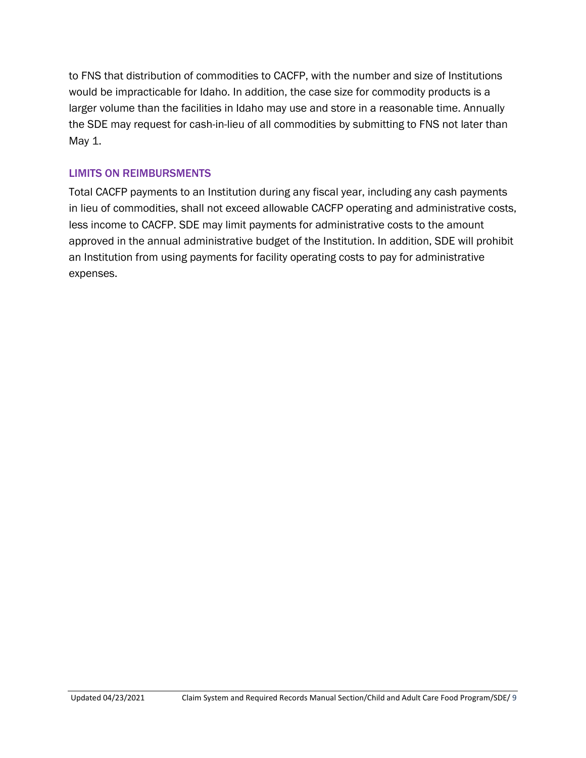to FNS that distribution of commodities to CACFP, with the number and size of Institutions would be impracticable for Idaho. In addition, the case size for commodity products is a larger volume than the facilities in Idaho may use and store in a reasonable time. Annually the SDE may request for cash-in-lieu of all commodities by submitting to FNS not later than May 1.

## LIMITS ON REIMBURSMENTS

Total CACFP payments to an Institution during any fiscal year, including any cash payments in lieu of commodities, shall not exceed allowable CACFP operating and administrative costs, less income to CACFP. SDE may limit payments for administrative costs to the amount approved in the annual administrative budget of the Institution. In addition, SDE will prohibit an Institution from using payments for facility operating costs to pay for administrative expenses.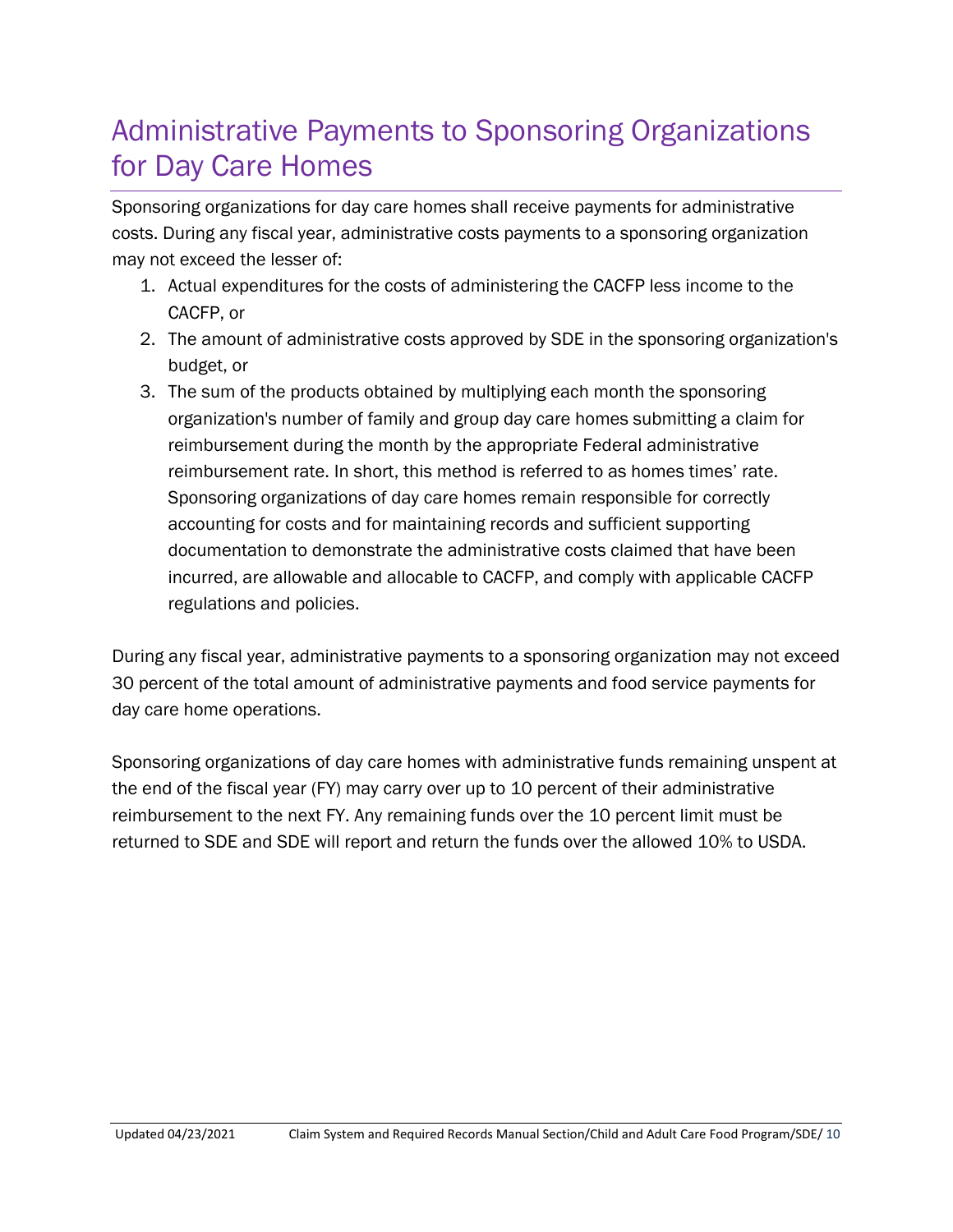# Administrative Payments to Sponsoring Organizations for Day Care Homes

Sponsoring organizations for day care homes shall receive payments for administrative costs. During any fiscal year, administrative costs payments to a sponsoring organization may not exceed the lesser of:

1. Actual expenditures for the costs of administering the CACFP less income to the CACFP, or
2. The amount of administrative costs approved by SDE in the sponsoring organization's budget, or
3. The sum of the products obtained by multiplying each month the sponsoring organization's number of family and group day care homes submitting a claim for reimbursement during the month by the appropriate Federal administrative reimbursement rate. In short, this method is referred to as homes times' rate. Sponsoring organizations of day care homes remain responsible for correctly accounting for costs and for maintaining records and sufficient supporting documentation to demonstrate the administrative costs claimed that have been incurred, are allowable and allocable to CACFP, and comply with applicable CACFP regulations and policies.

During any fiscal year, administrative payments to a sponsoring organization may not exceed 30 percent of the total amount of administrative payments and food service payments for day care home operations.

Sponsoring organizations of day care homes with administrative funds remaining unspent at the end of the fiscal year (FY) may carry over up to 10 percent of their administrative reimbursement to the next FY. Any remaining funds over the 10 percent limit must be returned to SDE and SDE will report and return the funds over the allowed 10% to USDA.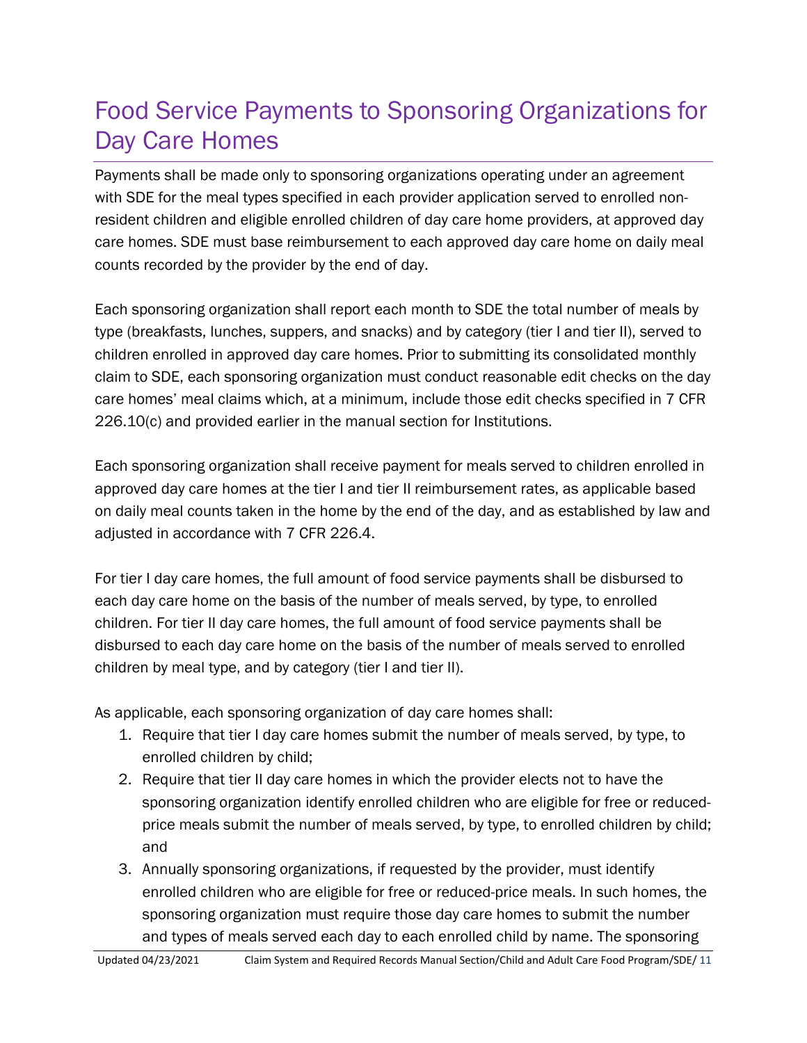# Food Service Payments to Sponsoring Organizations for Day Care Homes

Payments shall be made only to sponsoring organizations operating under an agreement with SDE for the meal types specified in each provider application served to enrolled non-resident children and eligible enrolled children of day care home providers, at approved day care homes. SDE must base reimbursement to each approved day care home on daily meal counts recorded by the provider by the end of day.

Each sponsoring organization shall report each month to SDE the total number of meals by type (breakfasts, lunches, suppers, and snacks) and by category (tier I and tier II), served to children enrolled in approved day care homes. Prior to submitting its consolidated monthly claim to SDE, each sponsoring organization must conduct reasonable edit checks on the day care homes' meal claims which, at a minimum, include those edit checks specified in 7 CFR 226.10(c) and provided earlier in the manual section for Institutions.

Each sponsoring organization shall receive payment for meals served to children enrolled in approved day care homes at the tier I and tier II reimbursement rates, as applicable based on daily meal counts taken in the home by the end of the day, and as established by law and adjusted in accordance with 7 CFR 226.4.

For tier I day care homes, the full amount of food service payments shall be disbursed to each day care home on the basis of the number of meals served, by type, to enrolled children. For tier II day care homes, the full amount of food service payments shall be disbursed to each day care home on the basis of the number of meals served to enrolled children by meal type, and by category (tier I and tier II).

As applicable, each sponsoring organization of day care homes shall:

1. Require that tier I day care homes submit the number of meals served, by type, to enrolled children by child;
2. Require that tier II day care homes in which the provider elects not to have the sponsoring organization identify enrolled children who are eligible for free or reduced-price meals submit the number of meals served, by type, to enrolled children by child; and
3. Annually sponsoring organizations, if requested by the provider, must identify enrolled children who are eligible for free or reduced-price meals. In such homes, the sponsoring organization must require those day care homes to submit the number and types of meals served each day to each enrolled child by name. The sponsoring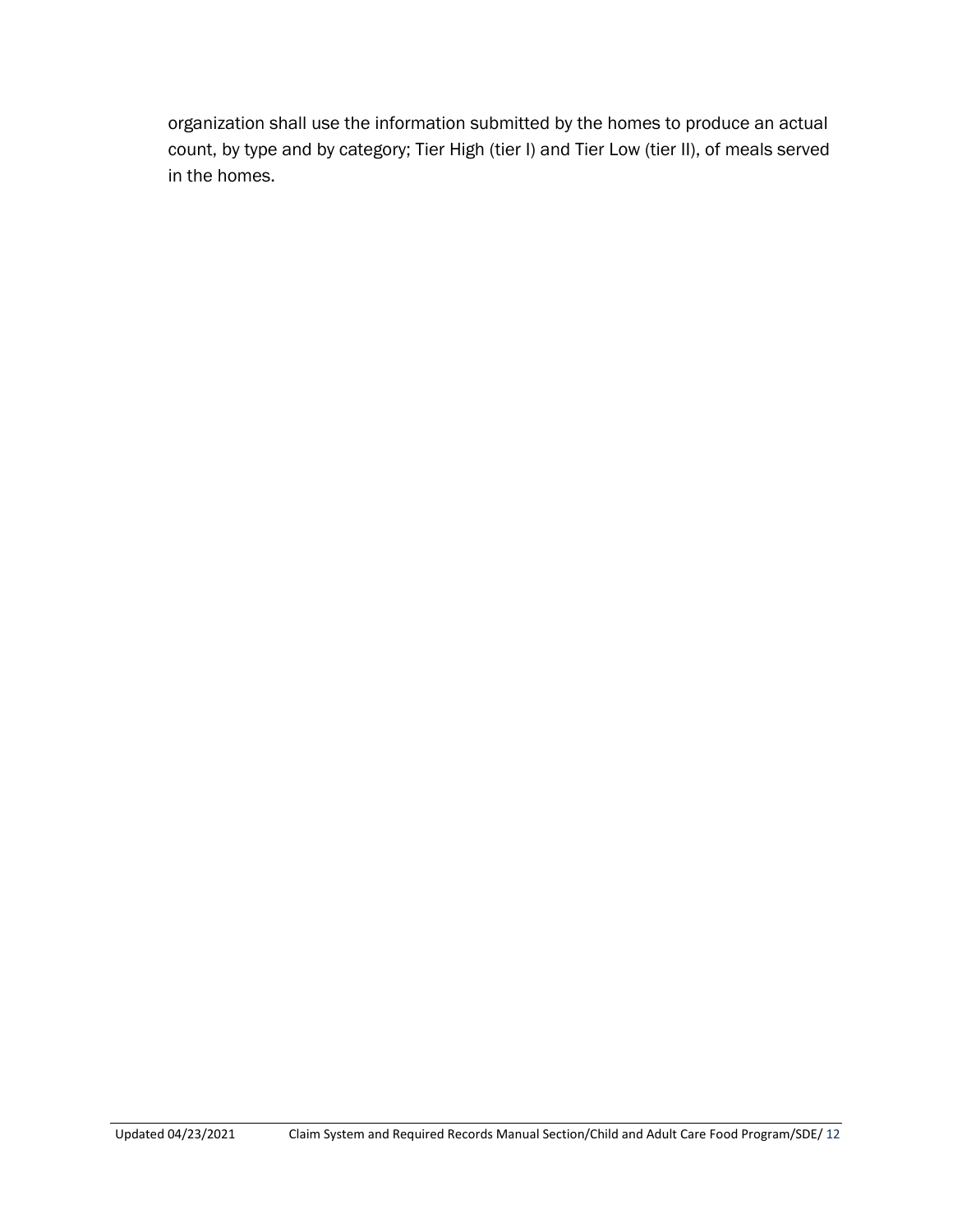organization shall use the information submitted by the homes to produce an actual count, by type and by category; Tier High (tier I) and Tier Low (tier II), of meals served in the homes.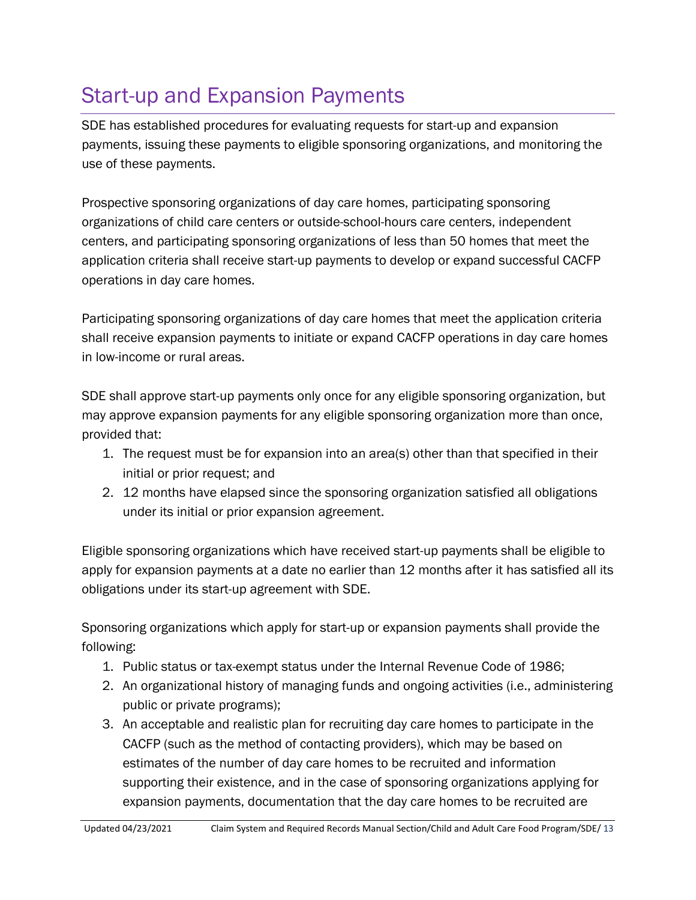# Start-up and Expansion Payments

SDE has established procedures for evaluating requests for start-up and expansion payments, issuing these payments to eligible sponsoring organizations, and monitoring the use of these payments.

Prospective sponsoring organizations of day care homes, participating sponsoring organizations of child care centers or outside-school-hours care centers, independent centers, and participating sponsoring organizations of less than 50 homes that meet the application criteria shall receive start-up payments to develop or expand successful CACFP operations in day care homes.

Participating sponsoring organizations of day care homes that meet the application criteria shall receive expansion payments to initiate or expand CACFP operations in day care homes in low-income or rural areas.

SDE shall approve start-up payments only once for any eligible sponsoring organization, but may approve expansion payments for any eligible sponsoring organization more than once, provided that:

1. The request must be for expansion into an area(s) other than that specified in their initial or prior request; and
2. 12 months have elapsed since the sponsoring organization satisfied all obligations under its initial or prior expansion agreement.

Eligible sponsoring organizations which have received start-up payments shall be eligible to apply for expansion payments at a date no earlier than 12 months after it has satisfied all its obligations under its start-up agreement with SDE.

Sponsoring organizations which apply for start-up or expansion payments shall provide the following:

1. Public status or tax-exempt status under the Internal Revenue Code of 1986;
2. An organizational history of managing funds and ongoing activities (i.e., administering public or private programs);
3. An acceptable and realistic plan for recruiting day care homes to participate in the CACFP (such as the method of contacting providers), which may be based on estimates of the number of day care homes to be recruited and information supporting their existence, and in the case of sponsoring organizations applying for expansion payments, documentation that the day care homes to be recruited are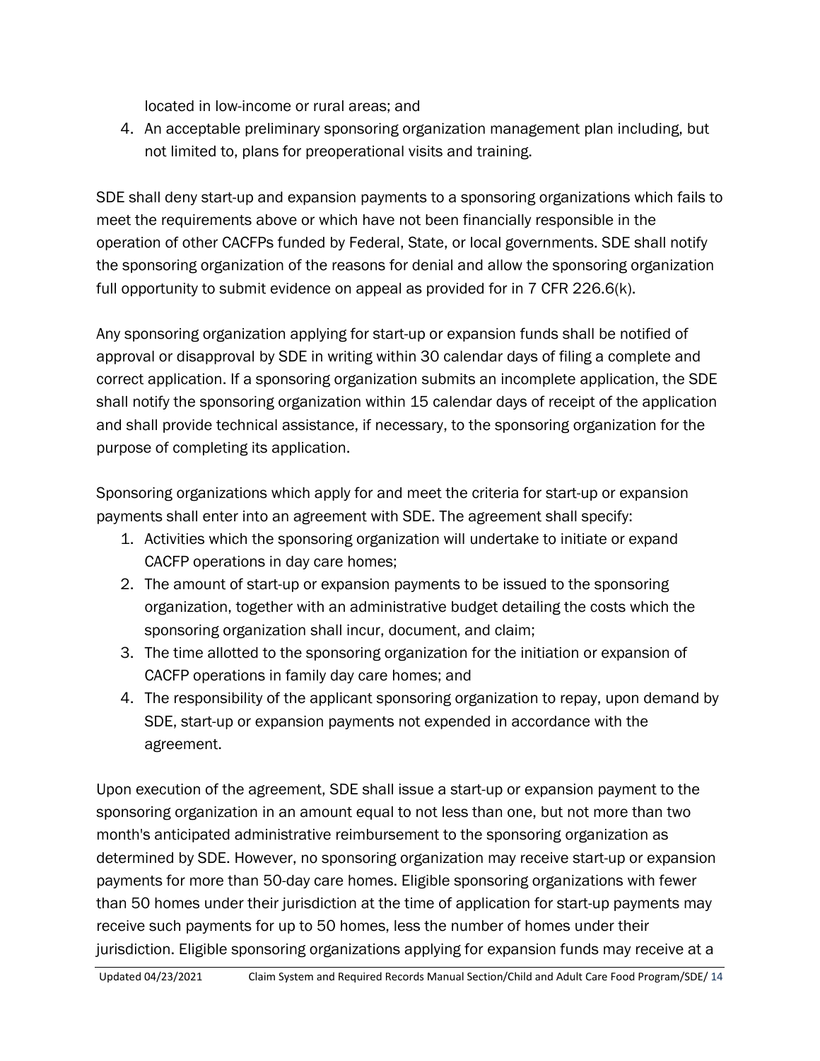located in low-income or rural areas; and

4. An acceptable preliminary sponsoring organization management plan including, but not limited to, plans for preoperational visits and training.

SDE shall deny start-up and expansion payments to a sponsoring organizations which fails to meet the requirements above or which have not been financially responsible in the operation of other CACFPs funded by Federal, State, or local governments. SDE shall notify the sponsoring organization of the reasons for denial and allow the sponsoring organization full opportunity to submit evidence on appeal as provided for in 7 CFR 226.6(k).

Any sponsoring organization applying for start-up or expansion funds shall be notified of approval or disapproval by SDE in writing within 30 calendar days of filing a complete and correct application. If a sponsoring organization submits an incomplete application, the SDE shall notify the sponsoring organization within 15 calendar days of receipt of the application and shall provide technical assistance, if necessary, to the sponsoring organization for the purpose of completing its application.

Sponsoring organizations which apply for and meet the criteria for start-up or expansion payments shall enter into an agreement with SDE. The agreement shall specify:

1. Activities which the sponsoring organization will undertake to initiate or expand CACFP operations in day care homes;
2. The amount of start-up or expansion payments to be issued to the sponsoring organization, together with an administrative budget detailing the costs which the sponsoring organization shall incur, document, and claim;
3. The time allotted to the sponsoring organization for the initiation or expansion of CACFP operations in family day care homes; and
4. The responsibility of the applicant sponsoring organization to repay, upon demand by SDE, start-up or expansion payments not expended in accordance with the agreement.

Upon execution of the agreement, SDE shall issue a start-up or expansion payment to the sponsoring organization in an amount equal to not less than one, but not more than two month's anticipated administrative reimbursement to the sponsoring organization as determined by SDE. However, no sponsoring organization may receive start-up or expansion payments for more than 50-day care homes. Eligible sponsoring organizations with fewer than 50 homes under their jurisdiction at the time of application for start-up payments may receive such payments for up to 50 homes, less the number of homes under their jurisdiction. Eligible sponsoring organizations applying for expansion funds may receive at a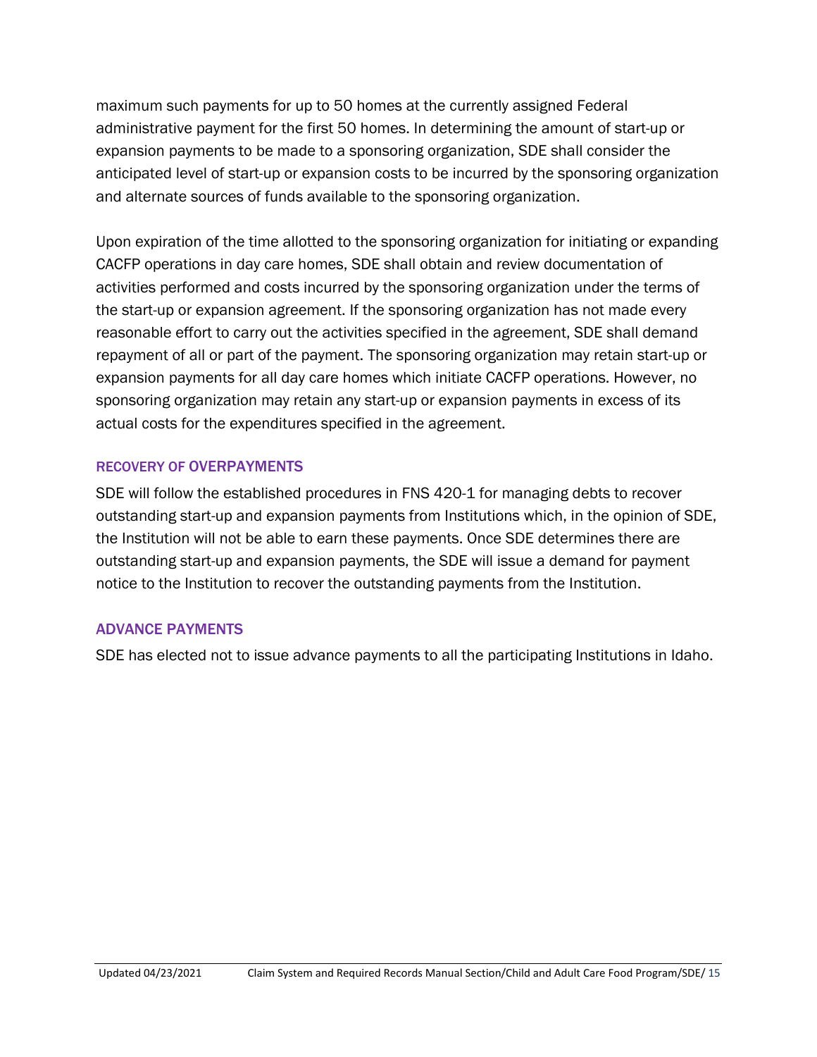maximum such payments for up to 50 homes at the currently assigned Federal administrative payment for the first 50 homes. In determining the amount of start-up or expansion payments to be made to a sponsoring organization, SDE shall consider the anticipated level of start-up or expansion costs to be incurred by the sponsoring organization and alternate sources of funds available to the sponsoring organization.

Upon expiration of the time allotted to the sponsoring organization for initiating or expanding CACFP operations in day care homes, SDE shall obtain and review documentation of activities performed and costs incurred by the sponsoring organization under the terms of the start-up or expansion agreement. If the sponsoring organization has not made every reasonable effort to carry out the activities specified in the agreement, SDE shall demand repayment of all or part of the payment. The sponsoring organization may retain start-up or expansion payments for all day care homes which initiate CACFP operations. However, no sponsoring organization may retain any start-up or expansion payments in excess of its actual costs for the expenditures specified in the agreement.

### RECOVERY OF OVERPAYMENTS

SDE will follow the established procedures in FNS 420-1 for managing debts to recover outstanding start-up and expansion payments from Institutions which, in the opinion of SDE, the Institution will not be able to earn these payments. Once SDE determines there are outstanding start-up and expansion payments, the SDE will issue a demand for payment notice to the Institution to recover the outstanding payments from the Institution.

### ADVANCE PAYMENTS

SDE has elected not to issue advance payments to all the participating Institutions in Idaho.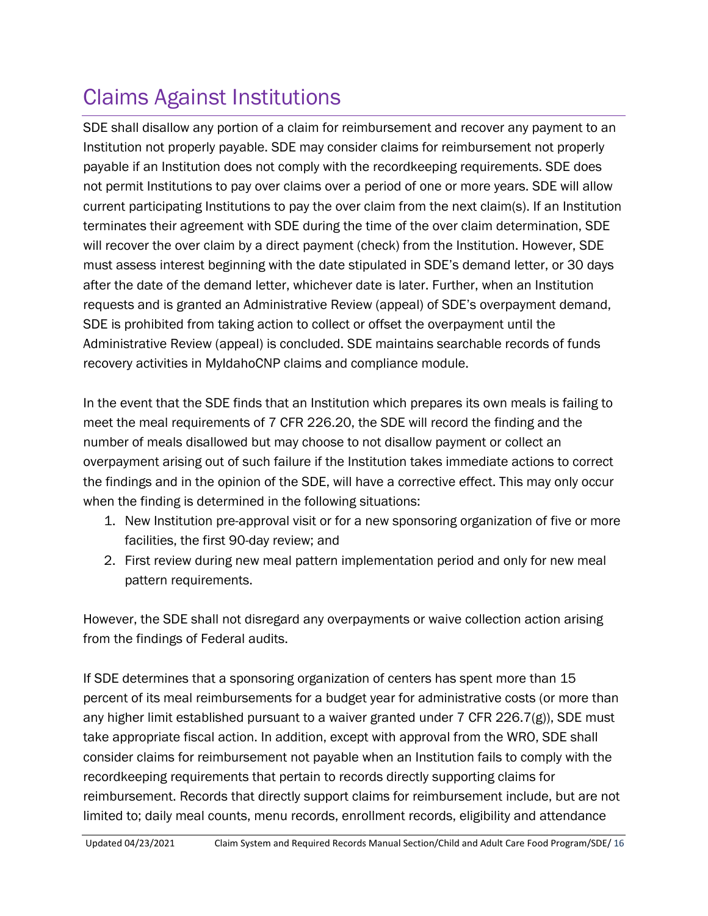# Claims Against Institutions

SDE shall disallow any portion of a claim for reimbursement and recover any payment to an Institution not properly payable. SDE may consider claims for reimbursement not properly payable if an Institution does not comply with the recordkeeping requirements. SDE does not permit Institutions to pay over claims over a period of one or more years. SDE will allow current participating Institutions to pay the over claim from the next claim(s). If an Institution terminates their agreement with SDE during the time of the over claim determination, SDE will recover the over claim by a direct payment (check) from the Institution. However, SDE must assess interest beginning with the date stipulated in SDE's demand letter, or 30 days after the date of the demand letter, whichever date is later. Further, when an Institution requests and is granted an Administrative Review (appeal) of SDE's overpayment demand, SDE is prohibited from taking action to collect or offset the overpayment until the Administrative Review (appeal) is concluded. SDE maintains searchable records of funds recovery activities in MyIdahoCNP claims and compliance module.

In the event that the SDE finds that an Institution which prepares its own meals is failing to meet the meal requirements of 7 CFR 226.20, the SDE will record the finding and the number of meals disallowed but may choose to not disallow payment or collect an overpayment arising out of such failure if the Institution takes immediate actions to correct the findings and in the opinion of the SDE, will have a corrective effect. This may only occur when the finding is determined in the following situations:

1. New Institution pre-approval visit or for a new sponsoring organization of five or more facilities, the first 90-day review; and
2. First review during new meal pattern implementation period and only for new meal pattern requirements.

However, the SDE shall not disregard any overpayments or waive collection action arising from the findings of Federal audits.

If SDE determines that a sponsoring organization of centers has spent more than 15 percent of its meal reimbursements for a budget year for administrative costs (or more than any higher limit established pursuant to a waiver granted under 7 CFR 226.7(g)), SDE must take appropriate fiscal action. In addition, except with approval from the WRO, SDE shall consider claims for reimbursement not payable when an Institution fails to comply with the recordkeeping requirements that pertain to records directly supporting claims for reimbursement. Records that directly support claims for reimbursement include, but are not limited to; daily meal counts, menu records, enrollment records, eligibility and attendance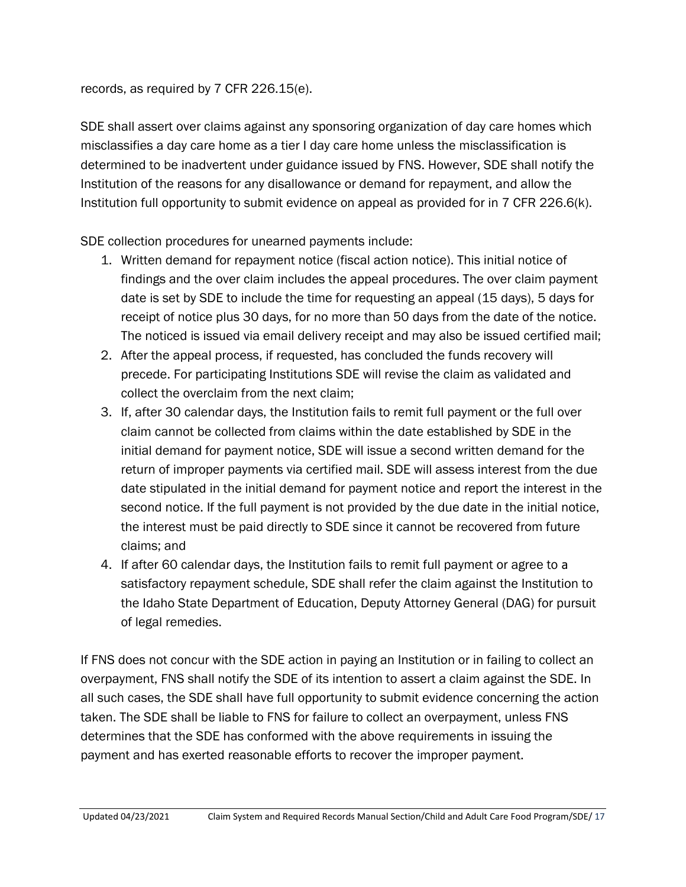records, as required by 7 CFR 226.15(e).

SDE shall assert over claims against any sponsoring organization of day care homes which misclassifies a day care home as a tier I day care home unless the misclassification is determined to be inadvertent under guidance issued by FNS. However, SDE shall notify the Institution of the reasons for any disallowance or demand for repayment, and allow the Institution full opportunity to submit evidence on appeal as provided for in 7 CFR 226.6(k).

SDE collection procedures for unearned payments include:

1. Written demand for repayment notice (fiscal action notice). This initial notice of findings and the over claim includes the appeal procedures. The over claim payment date is set by SDE to include the time for requesting an appeal (15 days), 5 days for receipt of notice plus 30 days, for no more than 50 days from the date of the notice. The noticed is issued via email delivery receipt and may also be issued certified mail;
2. After the appeal process, if requested, has concluded the funds recovery will precede. For participating Institutions SDE will revise the claim as validated and collect the overclaim from the next claim;
3. If, after 30 calendar days, the Institution fails to remit full payment or the full over claim cannot be collected from claims within the date established by SDE in the initial demand for payment notice, SDE will issue a second written demand for the return of improper payments via certified mail. SDE will assess interest from the due date stipulated in the initial demand for payment notice and report the interest in the second notice. If the full payment is not provided by the due date in the initial notice, the interest must be paid directly to SDE since it cannot be recovered from future claims; and
4. If after 60 calendar days, the Institution fails to remit full payment or agree to a satisfactory repayment schedule, SDE shall refer the claim against the Institution to the Idaho State Department of Education, Deputy Attorney General (DAG) for pursuit of legal remedies.

If FNS does not concur with the SDE action in paying an Institution or in failing to collect an overpayment, FNS shall notify the SDE of its intention to assert a claim against the SDE. In all such cases, the SDE shall have full opportunity to submit evidence concerning the action taken. The SDE shall be liable to FNS for failure to collect an overpayment, unless FNS determines that the SDE has conformed with the above requirements in issuing the payment and has exerted reasonable efforts to recover the improper payment.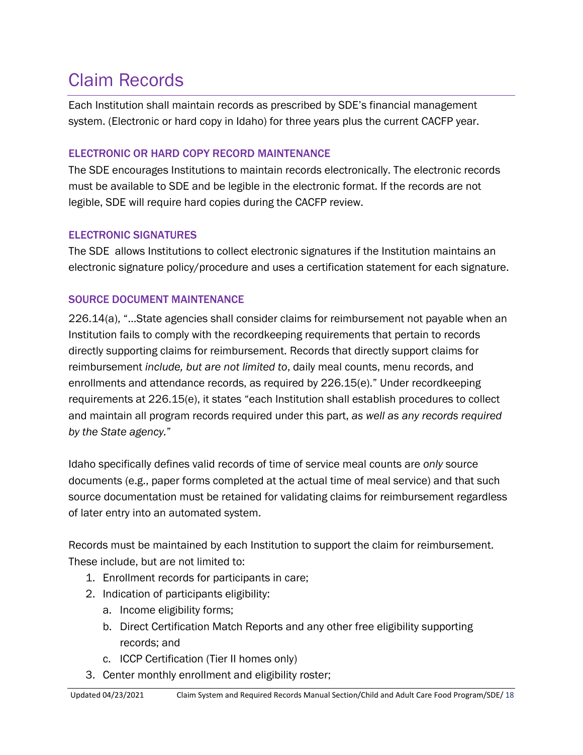# Claim Records

Each Institution shall maintain records as prescribed by SDE's financial management system. (Electronic or hard copy in Idaho) for three years plus the current CACFP year.

### ELECTRONIC OR HARD COPY RECORD MAINTENANCE

The SDE encourages Institutions to maintain records electronically. The electronic records must be available to SDE and be legible in the electronic format. If the records are not legible, SDE will require hard copies during the CACFP review.

### ELECTRONIC SIGNATURES

The SDE allows Institutions to collect electronic signatures if the Institution maintains an electronic signature policy/procedure and uses a certification statement for each signature.

### SOURCE DOCUMENT MAINTENANCE

226.14(a), "…State agencies shall consider claims for reimbursement not payable when an Institution fails to comply with the recordkeeping requirements that pertain to records directly supporting claims for reimbursement. Records that directly support claims for reimbursement *include, but are not limited to*, daily meal counts, menu records, and enrollments and attendance records, as required by 226.15(e)." Under recordkeeping requirements at 226.15(e), it states "each Institution shall establish procedures to collect and maintain all program records required under this part, *as well as any records required by the State agency."*

Idaho specifically defines valid records of time of service meal counts are *only* source documents (e.g., paper forms completed at the actual time of meal service) and that such source documentation must be retained for validating claims for reimbursement regardless of later entry into an automated system.

Records must be maintained by each Institution to support the claim for reimbursement. These include, but are not limited to:

1. Enrollment records for participants in care;
2. Indication of participants eligibility:
   a. Income eligibility forms;
   b. Direct Certification Match Reports and any other free eligibility supporting records; and
   c. ICCP Certification (Tier II homes only)
3. Center monthly enrollment and eligibility roster;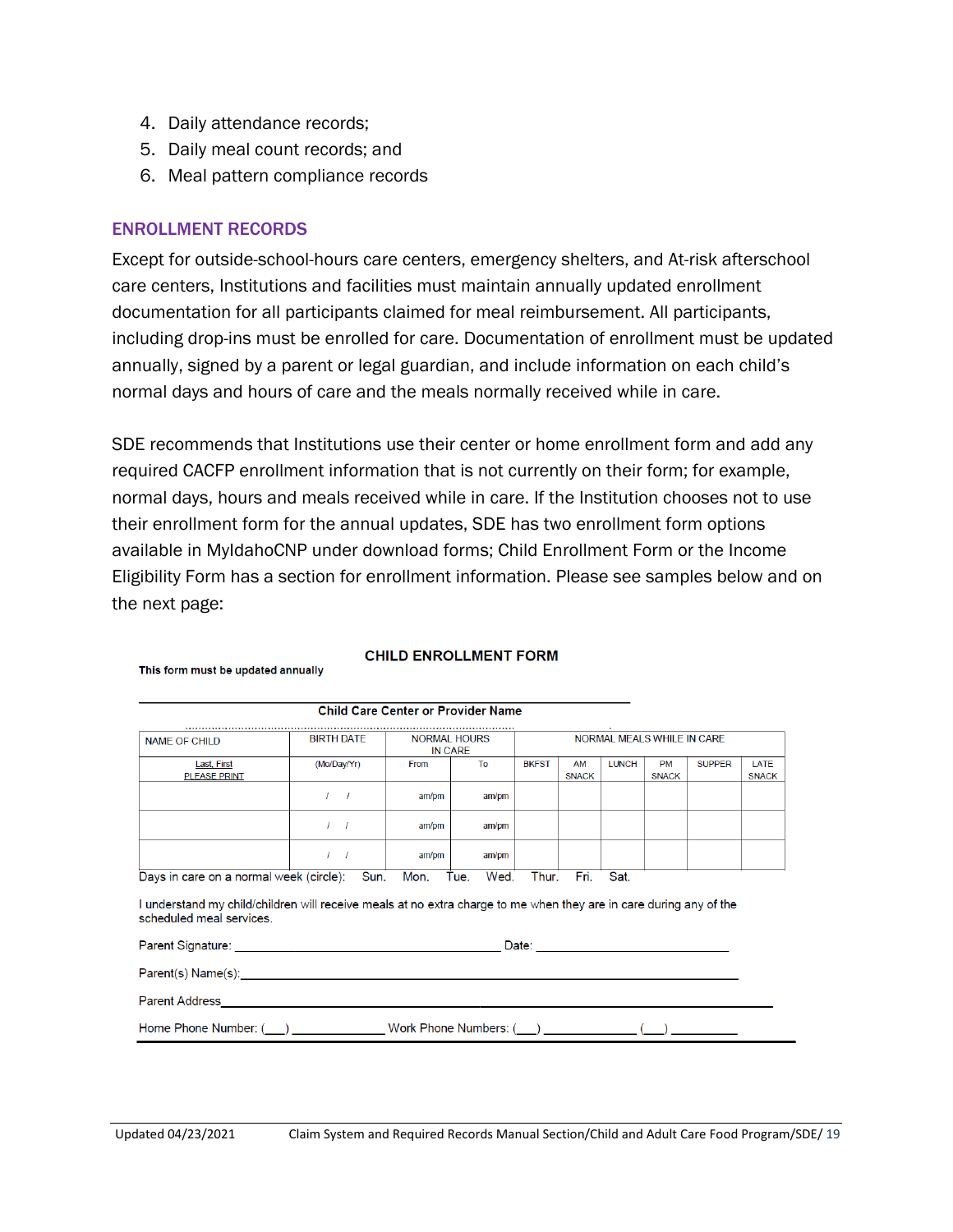4. Daily attendance records;
5. Daily meal count records; and
6. Meal pattern compliance records

## ENROLLMENT RECORDS

Except for outside-school-hours care centers, emergency shelters, and At-risk afterschool care centers, Institutions and facilities must maintain annually updated enrollment documentation for all participants claimed for meal reimbursement. All participants, including drop-ins must be enrolled for care. Documentation of enrollment must be updated annually, signed by a parent or legal guardian, and include information on each child's normal days and hours of care and the meals normally received while in care.

SDE recommends that Institutions use their center or home enrollment form and add any required CACFP enrollment information that is not currently on their form; for example, normal days, hours and meals received while in care. If the Institution chooses not to use their enrollment form for the annual updates, SDE has two enrollment form options available in MyIdahoCNP under download forms; Child Enrollment Form or the Income Eligibility Form has a section for enrollment information. Please see samples below and on the next page:

**CHILD ENROLLMENT FORM**

**This form must be updated annually**

______________________________________________

**Child Care Center or Provider Name**

| NAME OF CHILD | BIRTH DATE | NORMAL HOURS IN CARE | | NORMAL MEALS WHILE IN CARE | | | | | |
|---|---|---|---|---|---|---|---|---|---|
| Last, First PLEASE PRINT | (Mo/Day/Yr) | From | To | BKFST | AM SNACK | LUNCH | PM SNACK | SUPPER | LATE SNACK |
| | / / | am/pm | am/pm | | | | | | |
| | / / | am/pm | am/pm | | | | | | |
| | / / | am/pm | am/pm | | | | | | |

Days in care on a normal week (circle): Sun. Mon. Tue. Wed. Thur. Fri. Sat.

I understand my child/children will receive meals at no extra charge to me when they are in care during any of the scheduled meal services.

Parent Signature: ______________________________ Date: ____________________

Parent(s) Name(s):_______________________________________________

Parent Address_______________________________________________

Home Phone Number: (___) __________ Work Phone Numbers: (___) __________ (___) ________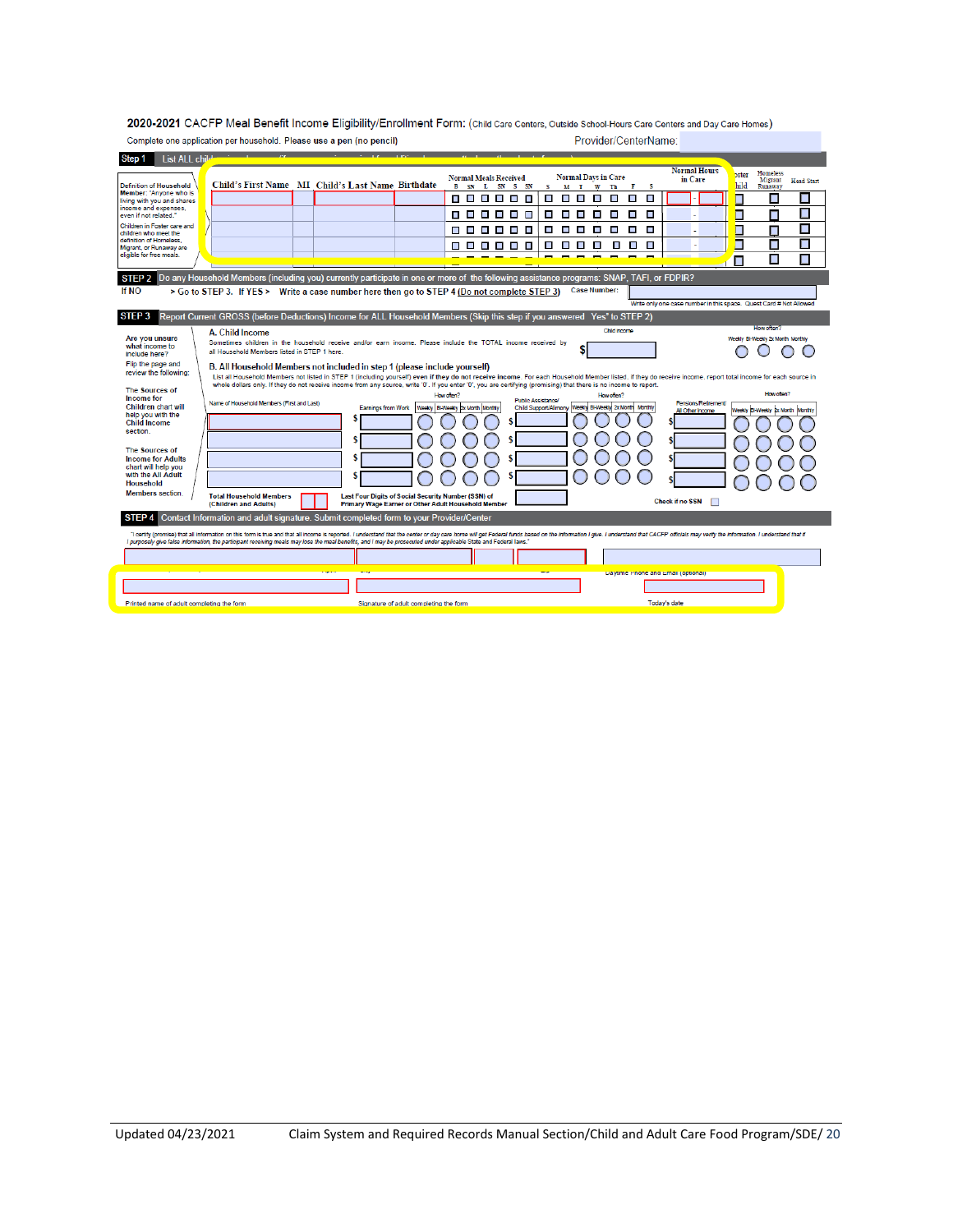**2020-2021** CACFP Meal Benefit Income Eligibility/Enrollment Form: (Child Care Centers, Outside School-Hours Care Centers and Day Care Homes)

Complete one application per household. Please use a pen (no pencil)

Provider/CenterName:

**Step 1** List ALL child

Definition of Household Member: "Anyone who is living with you and shares income and expenses, even if not related."

Children in Foster care and children who meet the definition of Homeless, Migrant, or Runaway are eligible for free meals.

| Child's First Name | MI | Child's Last Name | Birthdate | Normal Meals Received B SN L SN S SN | Normal Days in Care S M T W Th F S | Normal Hours in Care | Foster Child | Homeless Migrant Runaway | Head Start |
|---|---|---|---|---|---|---|---|---|---|
| | | | | | | - | | | |
| | | | | | | - | | | |
| | | | | | | - | | | |
| | | | | | | - | | | |
| | | | | | | | | | |

**STEP 2** Do any Household Members (including you) currently participate in one or more of the following assistance programs: SNAP, TAFI, or FDPIR?

If NO > Go to STEP 3. If YES > Write a case number here then go to STEP 4 (Do not complete STEP 3) Case Number:

Write only one case number in this space. Quest Card # Not Allowed

**STEP 3** Report Current GROSS (before Deductions) Income for ALL Household Members (Skip this step if you answered 'Yes' to STEP 2)

Are you unsure what income to include here?

Flip the page and review the following:

The Sources of Income for Children chart will help you with the Child Income section.

The Sources of Income for Adults chart will help you with the All Adult Household Members section.

**A.** Child Income

Sometimes children in the household receive and/or earn income. Please include the TOTAL income received by all Household Members listed in STEP 1 here.

Child income $ ____ How often? Weekly Bi-Weekly 2x Month Monthly

**B.** All Household Members not included in step 1 (please include yourself)

List all Household Members not listed in STEP 1 (including yourself) even if they do not receive income. For each Household Member listed, if they do receive income, report total income for each source in whole dollars only. If they do not receive income from any source, write '0'. If you enter '0', you are certifying (promising) that there is no income to report.

| Name of Household Members (First and Last) | Earnings from Work | How often? Weekly / Bi-Weekly / 2x Month / Monthly | Public Assistance/ Child Support/Alimony | How often? Weekly / Bi-Weekly / 2x Month / Monthly | Pensions/Retirement/ All Other Income | How often? Weekly / Bi-Weekly / 2x Month / Monthly |
|---|---|---|---|---|---|---|
| | $ | | $ | | $ | |
| | $ | | $ | | $ | |
| | $ | | $ | | $ | |
| | $ | | $ | | $ | |

Total Household Members (Children and Adults)

Last Four Digits of Social Security Number (SSN) of Primary Wage Earner or Other Adult Household Member

Check if no SSN

**STEP 4** Contact Information and adult signature. Submit completed form to your Provider/Center

"I certify (promise) that all information on this form is true and that all income is reported. I understand that the center or day care home will get Federal funds based on the information I give. I understand that CACFP officials may verify the information. I understand that if I purposely give false information, the participant receiving meals may lose the meal benefits, and I may be prosecuted under applicable State and Federal laws."

Address | Apt# | City | Zip | Daytime Phone and Email (optional)

Printed name of adult completing the form | Signature of adult completing the form | Today's date

Updated 04/23/2021 Claim System and Required Records Manual Section/Child and Adult Care Food Program/SDE/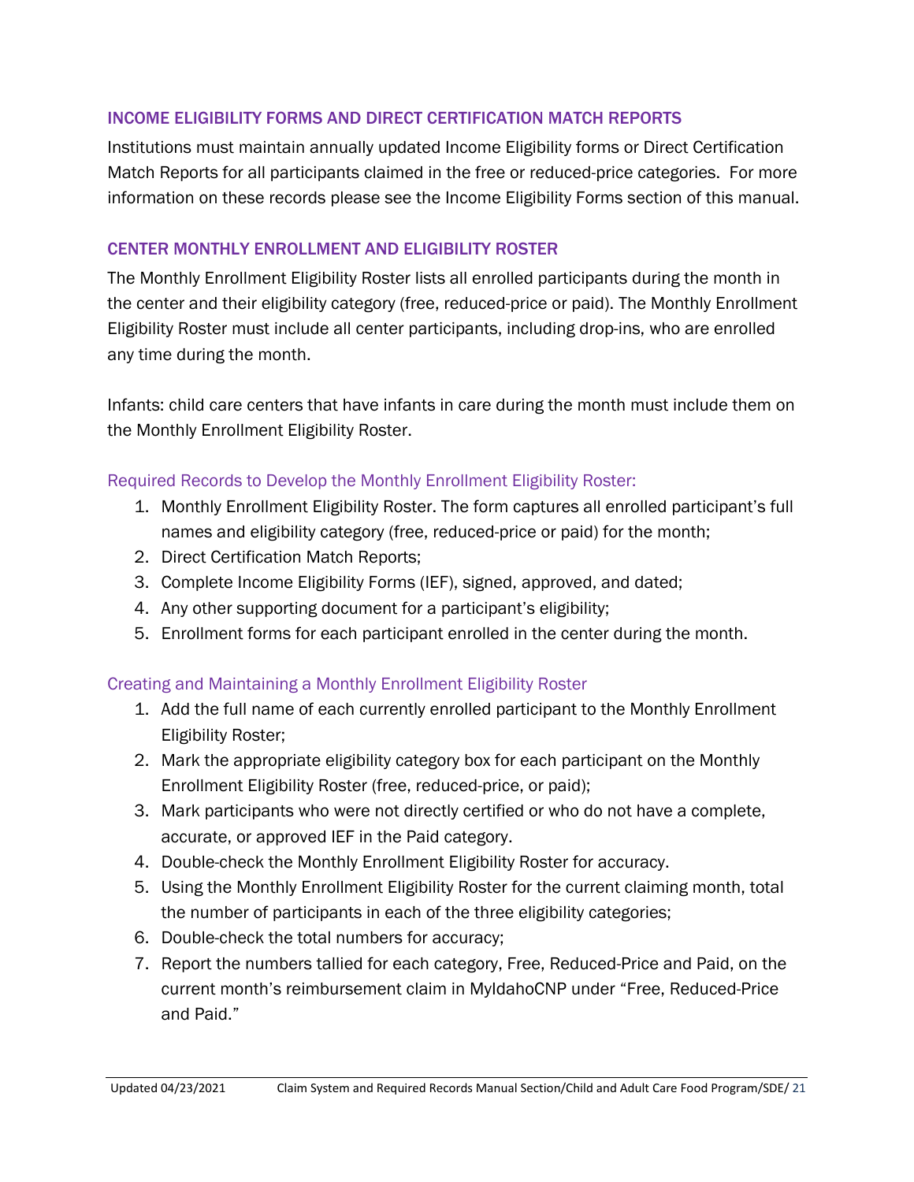## INCOME ELIGIBILITY FORMS AND DIRECT CERTIFICATION MATCH REPORTS

Institutions must maintain annually updated Income Eligibility forms or Direct Certification Match Reports for all participants claimed in the free or reduced-price categories. For more information on these records please see the Income Eligibility Forms section of this manual.

## CENTER MONTHLY ENROLLMENT AND ELIGIBILITY ROSTER

The Monthly Enrollment Eligibility Roster lists all enrolled participants during the month in the center and their eligibility category (free, reduced-price or paid). The Monthly Enrollment Eligibility Roster must include all center participants, including drop-ins, who are enrolled any time during the month.

Infants: child care centers that have infants in care during the month must include them on the Monthly Enrollment Eligibility Roster.

### Required Records to Develop the Monthly Enrollment Eligibility Roster:

1. Monthly Enrollment Eligibility Roster. The form captures all enrolled participant's full names and eligibility category (free, reduced-price or paid) for the month;
2. Direct Certification Match Reports;
3. Complete Income Eligibility Forms (IEF), signed, approved, and dated;
4. Any other supporting document for a participant's eligibility;
5. Enrollment forms for each participant enrolled in the center during the month.

### Creating and Maintaining a Monthly Enrollment Eligibility Roster

1. Add the full name of each currently enrolled participant to the Monthly Enrollment Eligibility Roster;
2. Mark the appropriate eligibility category box for each participant on the Monthly Enrollment Eligibility Roster (free, reduced-price, or paid);
3. Mark participants who were not directly certified or who do not have a complete, accurate, or approved IEF in the Paid category.
4. Double-check the Monthly Enrollment Eligibility Roster for accuracy.
5. Using the Monthly Enrollment Eligibility Roster for the current claiming month, total the number of participants in each of the three eligibility categories;
6. Double-check the total numbers for accuracy;
7. Report the numbers tallied for each category, Free, Reduced-Price and Paid, on the current month's reimbursement claim in MyIdahoCNP under "Free, Reduced-Price and Paid."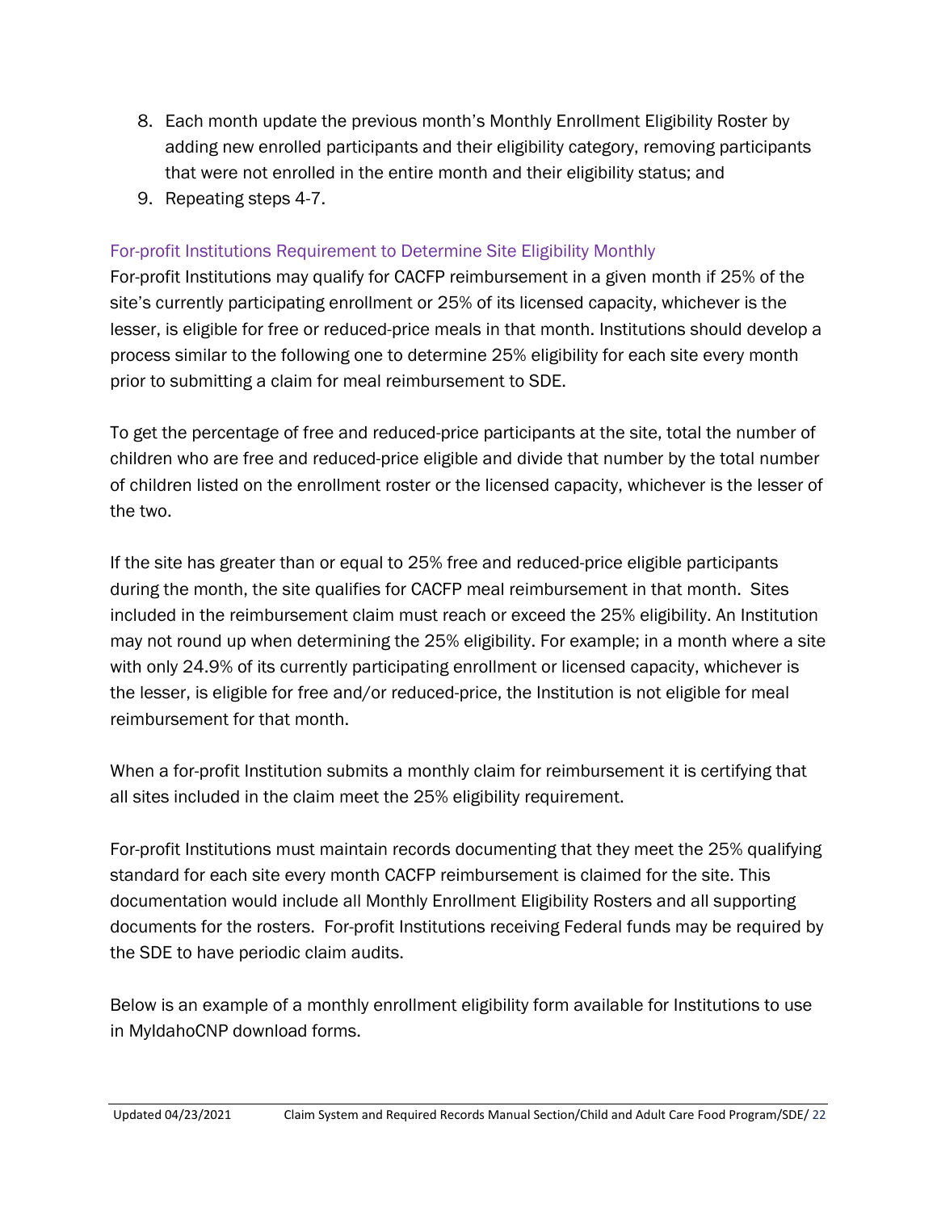8. Each month update the previous month's Monthly Enrollment Eligibility Roster by adding new enrolled participants and their eligibility category, removing participants that were not enrolled in the entire month and their eligibility status; and
9. Repeating steps 4-7.

### For-profit Institutions Requirement to Determine Site Eligibility Monthly

For-profit Institutions may qualify for CACFP reimbursement in a given month if 25% of the site's currently participating enrollment or 25% of its licensed capacity, whichever is the lesser, is eligible for free or reduced-price meals in that month. Institutions should develop a process similar to the following one to determine 25% eligibility for each site every month prior to submitting a claim for meal reimbursement to SDE.

To get the percentage of free and reduced-price participants at the site, total the number of children who are free and reduced-price eligible and divide that number by the total number of children listed on the enrollment roster or the licensed capacity, whichever is the lesser of the two.

If the site has greater than or equal to 25% free and reduced-price eligible participants during the month, the site qualifies for CACFP meal reimbursement in that month. Sites included in the reimbursement claim must reach or exceed the 25% eligibility. An Institution may not round up when determining the 25% eligibility. For example; in a month where a site with only 24.9% of its currently participating enrollment or licensed capacity, whichever is the lesser, is eligible for free and/or reduced-price, the Institution is not eligible for meal reimbursement for that month.

When a for-profit Institution submits a monthly claim for reimbursement it is certifying that all sites included in the claim meet the 25% eligibility requirement.

For-profit Institutions must maintain records documenting that they meet the 25% qualifying standard for each site every month CACFP reimbursement is claimed for the site. This documentation would include all Monthly Enrollment Eligibility Rosters and all supporting documents for the rosters. For-profit Institutions receiving Federal funds may be required by the SDE to have periodic claim audits.

Below is an example of a monthly enrollment eligibility form available for Institutions to use in MyIdahoCNP download forms.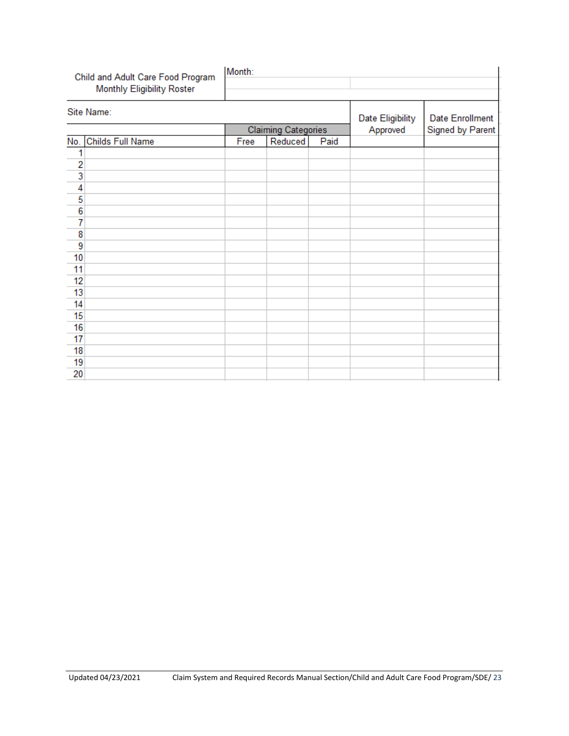| Child and Adult Care Food Program Monthly Eligibility Roster | | Month: | | | | |
|---|---|---|---|---|---|---|
| Site Name: | | | | | Date Eligibility Approved | Date Enrollment Signed by Parent |
| | | Claiming Categories | | | | |
| No. | Childs Full Name | Free | Reduced | Paid | | |
| 1 | | | | | | |
| 2 | | | | | | |
| 3 | | | | | | |
| 4 | | | | | | |
| 5 | | | | | | |
| 6 | | | | | | |
| 7 | | | | | | |
| 8 | | | | | | |
| 9 | | | | | | |
| 10 | | | | | | |
| 11 | | | | | | |
| 12 | | | | | | |
| 13 | | | | | | |
| 14 | | | | | | |
| 15 | | | | | | |
| 16 | | | | | | |
| 17 | | | | | | |
| 18 | | | | | | |
| 19 | | | | | | |
| 20 | | | | | | |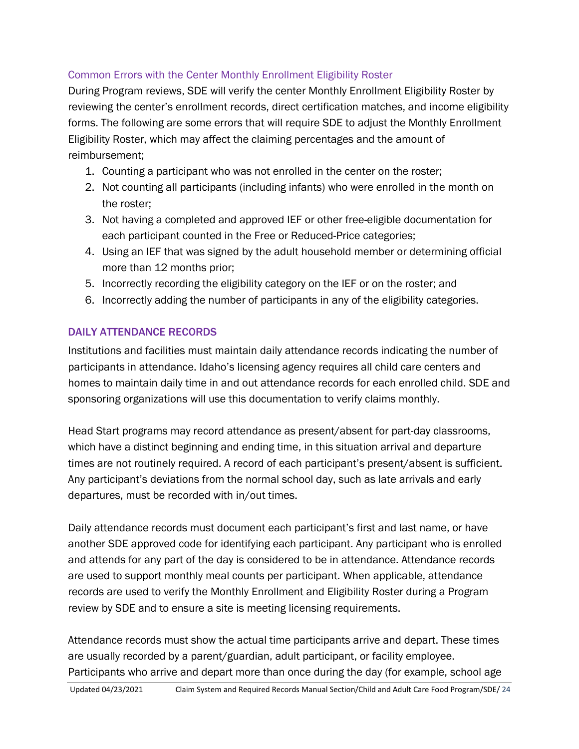### Common Errors with the Center Monthly Enrollment Eligibility Roster

During Program reviews, SDE will verify the center Monthly Enrollment Eligibility Roster by reviewing the center's enrollment records, direct certification matches, and income eligibility forms. The following are some errors that will require SDE to adjust the Monthly Enrollment Eligibility Roster, which may affect the claiming percentages and the amount of reimbursement;

1. Counting a participant who was not enrolled in the center on the roster;
2. Not counting all participants (including infants) who were enrolled in the month on the roster;
3. Not having a completed and approved IEF or other free-eligible documentation for each participant counted in the Free or Reduced-Price categories;
4. Using an IEF that was signed by the adult household member or determining official more than 12 months prior;
5. Incorrectly recording the eligibility category on the IEF or on the roster; and
6. Incorrectly adding the number of participants in any of the eligibility categories.

## DAILY ATTENDANCE RECORDS

Institutions and facilities must maintain daily attendance records indicating the number of participants in attendance. Idaho's licensing agency requires all child care centers and homes to maintain daily time in and out attendance records for each enrolled child. SDE and sponsoring organizations will use this documentation to verify claims monthly.

Head Start programs may record attendance as present/absent for part-day classrooms, which have a distinct beginning and ending time, in this situation arrival and departure times are not routinely required. A record of each participant's present/absent is sufficient. Any participant's deviations from the normal school day, such as late arrivals and early departures, must be recorded with in/out times.

Daily attendance records must document each participant's first and last name, or have another SDE approved code for identifying each participant. Any participant who is enrolled and attends for any part of the day is considered to be in attendance. Attendance records are used to support monthly meal counts per participant. When applicable, attendance records are used to verify the Monthly Enrollment and Eligibility Roster during a Program review by SDE and to ensure a site is meeting licensing requirements.

Attendance records must show the actual time participants arrive and depart. These times are usually recorded by a parent/guardian, adult participant, or facility employee. Participants who arrive and depart more than once during the day (for example, school age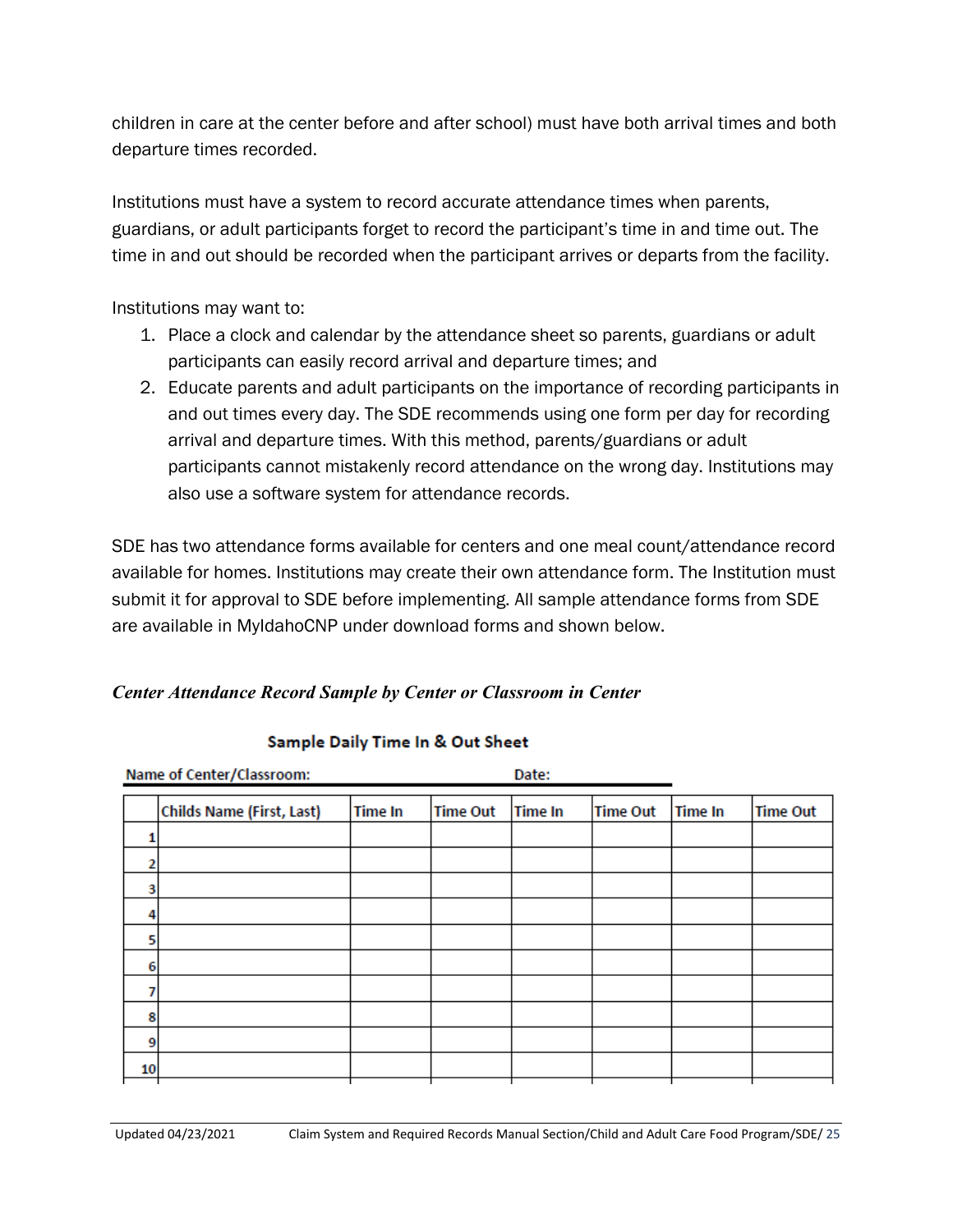children in care at the center before and after school) must have both arrival times and both departure times recorded.

Institutions must have a system to record accurate attendance times when parents, guardians, or adult participants forget to record the participant's time in and time out. The time in and out should be recorded when the participant arrives or departs from the facility.

Institutions may want to:

1. Place a clock and calendar by the attendance sheet so parents, guardians or adult participants can easily record arrival and departure times; and
2. Educate parents and adult participants on the importance of recording participants in and out times every day. The SDE recommends using one form per day for recording arrival and departure times. With this method, parents/guardians or adult participants cannot mistakenly record attendance on the wrong day. Institutions may also use a software system for attendance records.

SDE has two attendance forms available for centers and one meal count/attendance record available for homes. Institutions may create their own attendance form. The Institution must submit it for approval to SDE before implementing. All sample attendance forms from SDE are available in MyIdahoCNP under download forms and shown below.

### *Center Attendance Record Sample by Center or Classroom in Center*

**Sample Daily Time In & Out Sheet**

Name of Center/Classroom: Date:

| | Childs Name (First, Last) | Time In | Time Out | Time In | Time Out | Time In | Time Out |
|---|---|---|---|---|---|---|---|
| 1 | | | | | | | |
| 2 | | | | | | | |
| 3 | | | | | | | |
| 4 | | | | | | | |
| 5 | | | | | | | |
| 6 | | | | | | | |
| 7 | | | | | | | |
| 8 | | | | | | | |
| 9 | | | | | | | |
| 10 | | | | | | | |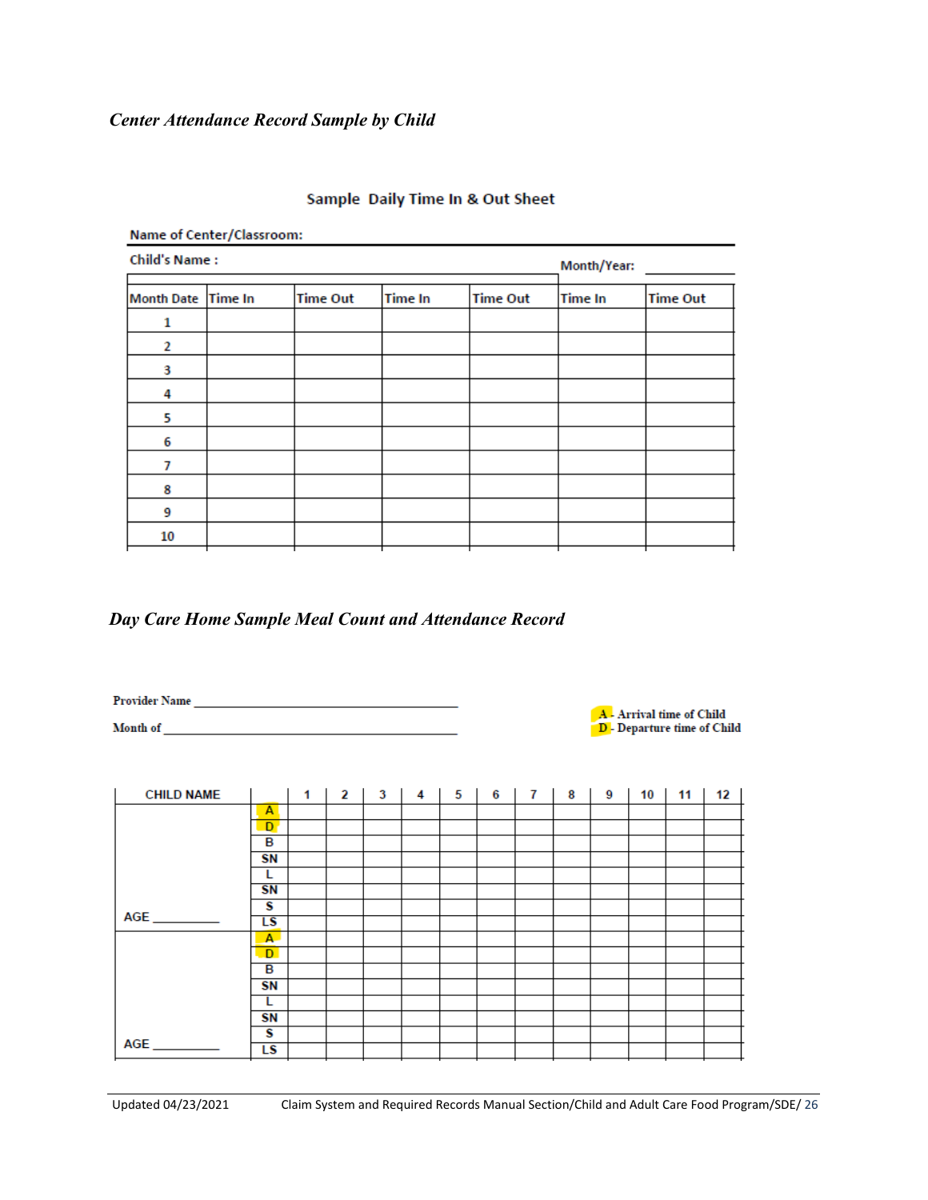*Center Attendance Record Sample by Child*

**Sample Daily Time In & Out Sheet**

**Name of Center/Classroom:**

**Child's Name :** 　　　　　　　　　　　　　　　　**Month/Year:** ________

| Month Date | Time In | Time Out | Time In | Time Out | Time In | Time Out |
|---|---|---|---|---|---|---|
| 1 | | | | | | |
| 2 | | | | | | |
| 3 | | | | | | |
| 4 | | | | | | |
| 5 | | | | | | |
| 6 | | | | | | |
| 7 | | | | | | |
| 8 | | | | | | |
| 9 | | | | | | |
| 10 | | | | | | |

*Day Care Home Sample Meal Count and Attendance Record*

Provider Name ________________________________________

Month of ____________________________________________

A - Arrival time of Child
D - Departure time of Child

| CHILD NAME | | 1 | 2 | 3 | 4 | 5 | 6 | 7 | 8 | 9 | 10 | 11 | 12 |
|---|---|---|---|---|---|---|---|---|---|---|---|---|---|
| | A | | | | | | | | | | | | |
| | D | | | | | | | | | | | | |
| | B | | | | | | | | | | | | |
| | SN | | | | | | | | | | | | |
| | L | | | | | | | | | | | | |
| | SN | | | | | | | | | | | | |
| | S | | | | | | | | | | | | |
| AGE ________ | LS | | | | | | | | | | | | |
| | A | | | | | | | | | | | | |
| | D | | | | | | | | | | | | |
| | B | | | | | | | | | | | | |
| | SN | | | | | | | | | | | | |
| | L | | | | | | | | | | | | |
| | SN | | | | | | | | | | | | |
| | S | | | | | | | | | | | | |
| AGE ________ | LS | | | | | | | | | | | | |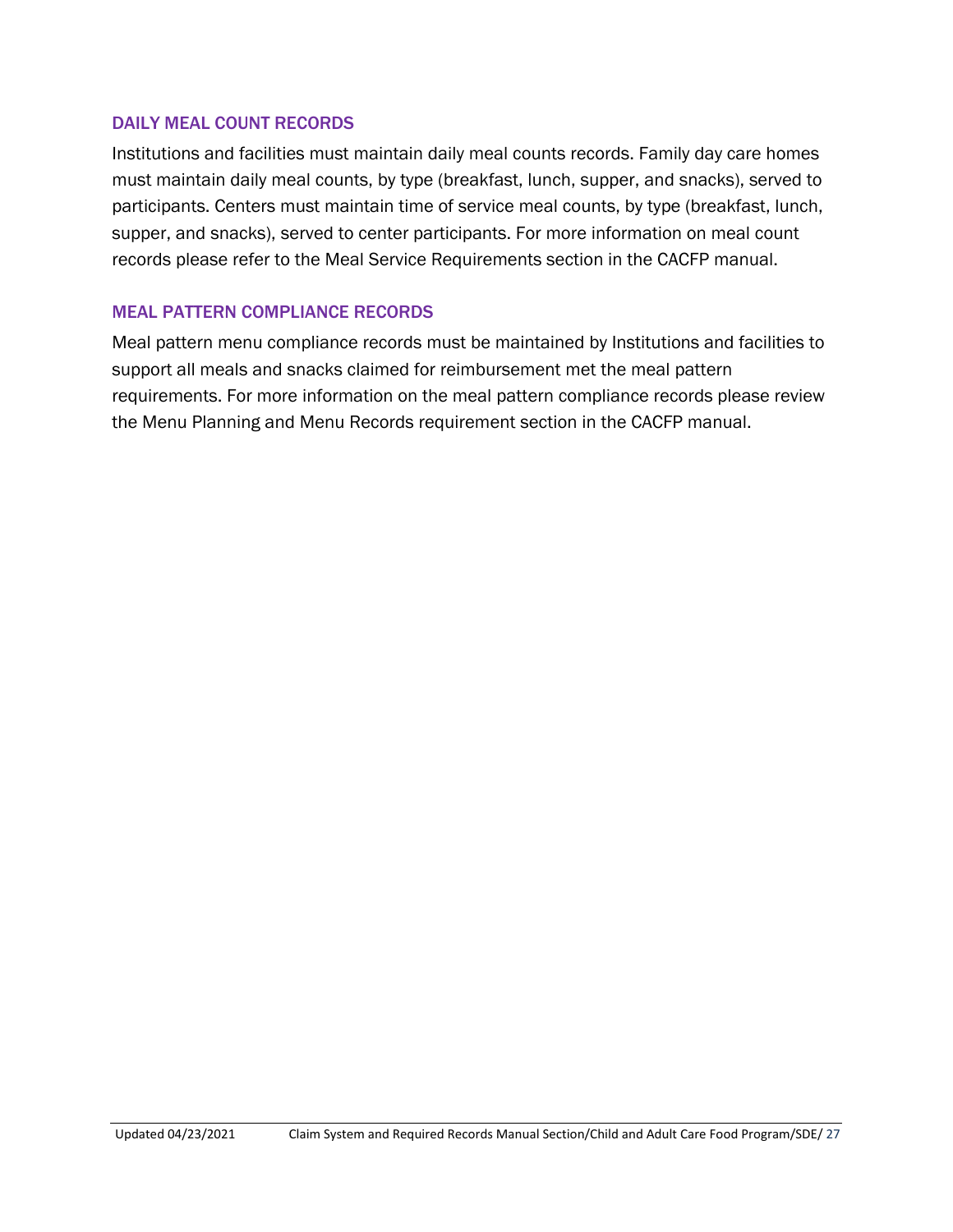### DAILY MEAL COUNT RECORDS

Institutions and facilities must maintain daily meal counts records. Family day care homes must maintain daily meal counts, by type (breakfast, lunch, supper, and snacks), served to participants. Centers must maintain time of service meal counts, by type (breakfast, lunch, supper, and snacks), served to center participants. For more information on meal count records please refer to the Meal Service Requirements section in the CACFP manual.

### MEAL PATTERN COMPLIANCE RECORDS

Meal pattern menu compliance records must be maintained by Institutions and facilities to support all meals and snacks claimed for reimbursement met the meal pattern requirements. For more information on the meal pattern compliance records please review the Menu Planning and Menu Records requirement section in the CACFP manual.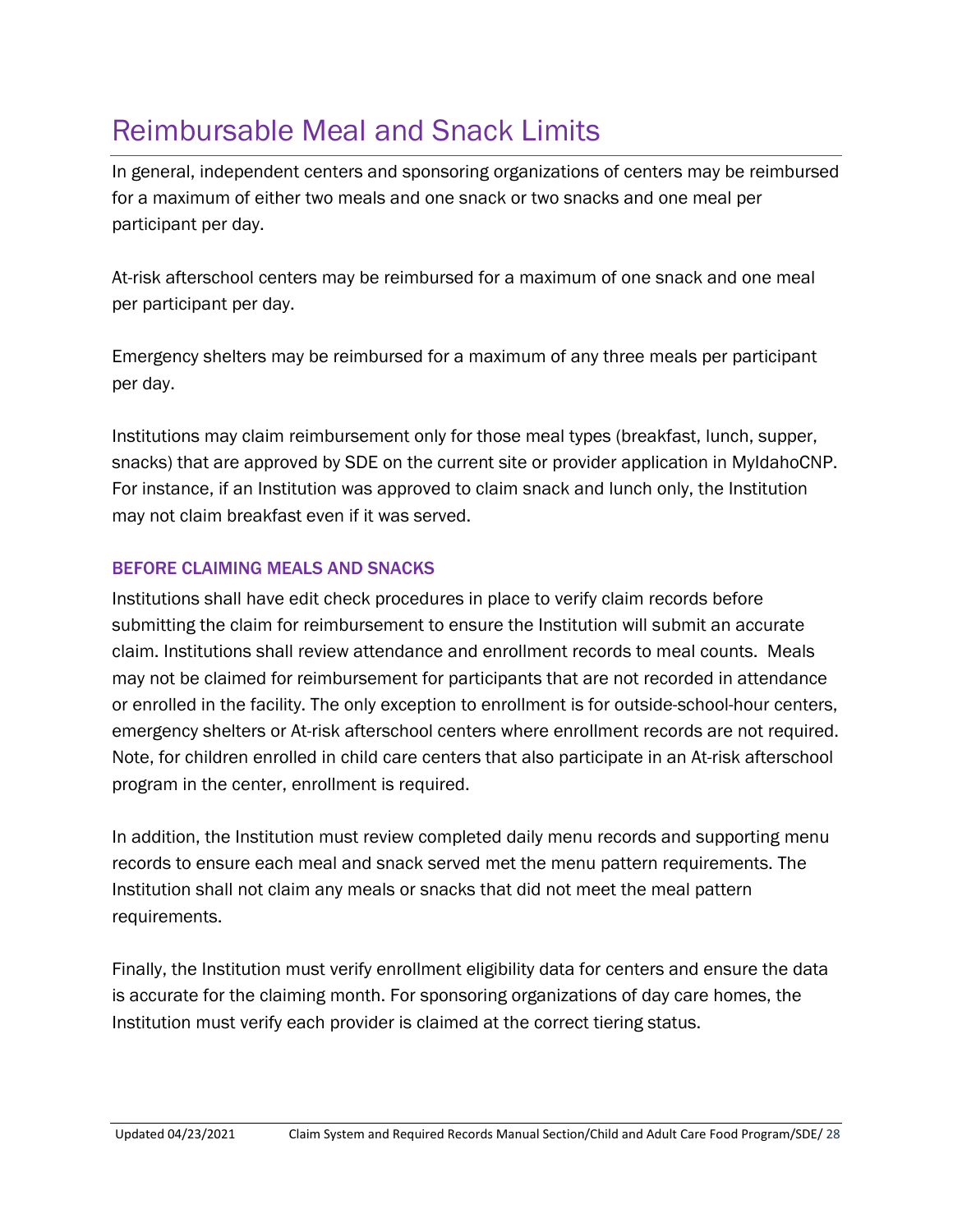# Reimbursable Meal and Snack Limits

In general, independent centers and sponsoring organizations of centers may be reimbursed for a maximum of either two meals and one snack or two snacks and one meal per participant per day.

At-risk afterschool centers may be reimbursed for a maximum of one snack and one meal per participant per day.

Emergency shelters may be reimbursed for a maximum of any three meals per participant per day.

Institutions may claim reimbursement only for those meal types (breakfast, lunch, supper, snacks) that are approved by SDE on the current site or provider application in MyIdahoCNP. For instance, if an Institution was approved to claim snack and lunch only, the Institution may not claim breakfast even if it was served.

### BEFORE CLAIMING MEALS AND SNACKS

Institutions shall have edit check procedures in place to verify claim records before submitting the claim for reimbursement to ensure the Institution will submit an accurate claim. Institutions shall review attendance and enrollment records to meal counts. Meals may not be claimed for reimbursement for participants that are not recorded in attendance or enrolled in the facility. The only exception to enrollment is for outside-school-hour centers, emergency shelters or At-risk afterschool centers where enrollment records are not required. Note, for children enrolled in child care centers that also participate in an At-risk afterschool program in the center, enrollment is required.

In addition, the Institution must review completed daily menu records and supporting menu records to ensure each meal and snack served met the menu pattern requirements. The Institution shall not claim any meals or snacks that did not meet the meal pattern requirements.

Finally, the Institution must verify enrollment eligibility data for centers and ensure the data is accurate for the claiming month. For sponsoring organizations of day care homes, the Institution must verify each provider is claimed at the correct tiering status.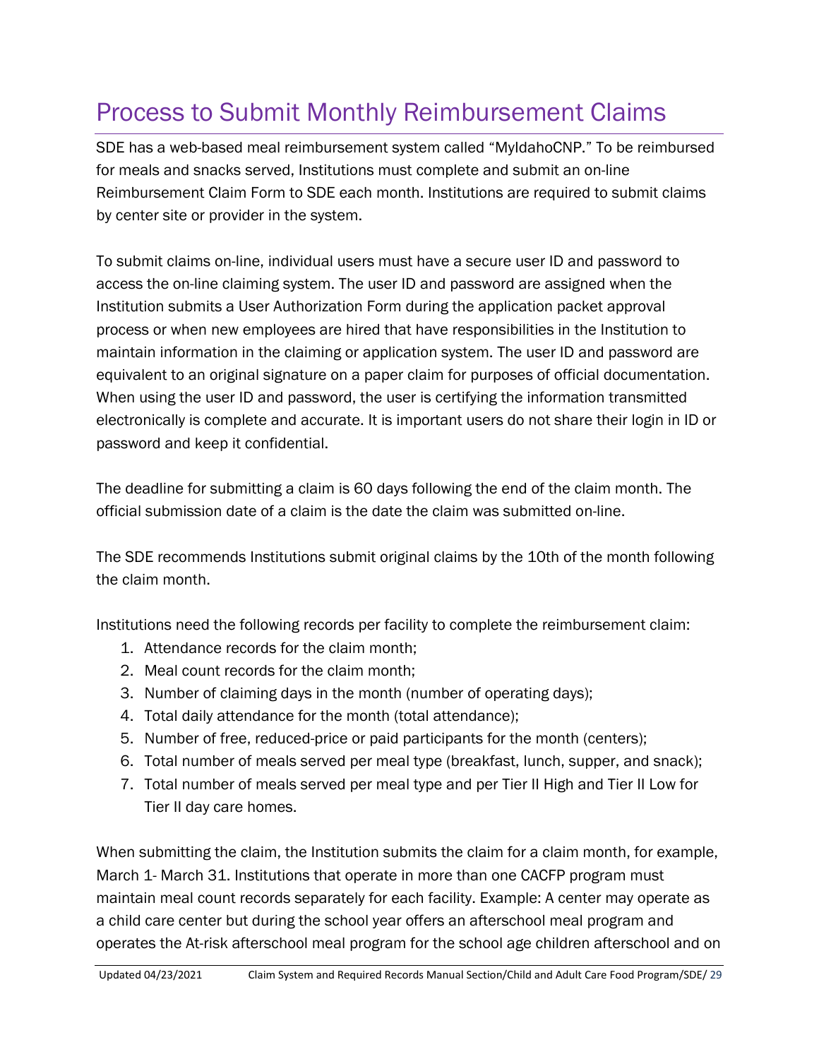# Process to Submit Monthly Reimbursement Claims

SDE has a web-based meal reimbursement system called "MyIdahoCNP." To be reimbursed for meals and snacks served, Institutions must complete and submit an on-line Reimbursement Claim Form to SDE each month. Institutions are required to submit claims by center site or provider in the system.

To submit claims on-line, individual users must have a secure user ID and password to access the on-line claiming system. The user ID and password are assigned when the Institution submits a User Authorization Form during the application packet approval process or when new employees are hired that have responsibilities in the Institution to maintain information in the claiming or application system. The user ID and password are equivalent to an original signature on a paper claim for purposes of official documentation. When using the user ID and password, the user is certifying the information transmitted electronically is complete and accurate. It is important users do not share their login in ID or password and keep it confidential.

The deadline for submitting a claim is 60 days following the end of the claim month. The official submission date of a claim is the date the claim was submitted on-line.

The SDE recommends Institutions submit original claims by the 10th of the month following the claim month.

Institutions need the following records per facility to complete the reimbursement claim:

1. Attendance records for the claim month;
2. Meal count records for the claim month;
3. Number of claiming days in the month (number of operating days);
4. Total daily attendance for the month (total attendance);
5. Number of free, reduced-price or paid participants for the month (centers);
6. Total number of meals served per meal type (breakfast, lunch, supper, and snack);
7. Total number of meals served per meal type and per Tier II High and Tier II Low for Tier II day care homes.

When submitting the claim, the Institution submits the claim for a claim month, for example, March 1- March 31. Institutions that operate in more than one CACFP program must maintain meal count records separately for each facility. Example: A center may operate as a child care center but during the school year offers an afterschool meal program and operates the At-risk afterschool meal program for the school age children afterschool and on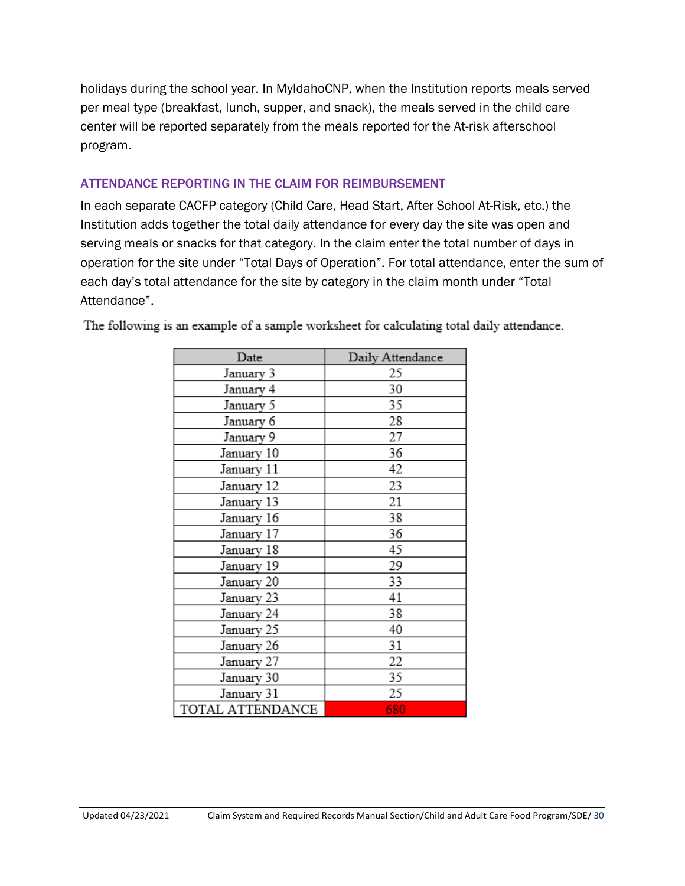holidays during the school year. In MyIdahoCNP, when the Institution reports meals served per meal type (breakfast, lunch, supper, and snack), the meals served in the child care center will be reported separately from the meals reported for the At-risk afterschool program.

### ATTENDANCE REPORTING IN THE CLAIM FOR REIMBURSEMENT

In each separate CACFP category (Child Care, Head Start, After School At-Risk, etc.) the Institution adds together the total daily attendance for every day the site was open and serving meals or snacks for that category. In the claim enter the total number of days in operation for the site under "Total Days of Operation". For total attendance, enter the sum of each day's total attendance for the site by category in the claim month under "Total Attendance".

The following is an example of a sample worksheet for calculating total daily attendance.

| Date | Daily Attendance |
|---|---|
| January 3 | 25 |
| January 4 | 30 |
| January 5 | 35 |
| January 6 | 28 |
| January 9 | 27 |
| January 10 | 36 |
| January 11 | 42 |
| January 12 | 23 |
| January 13 | 21 |
| January 16 | 38 |
| January 17 | 36 |
| January 18 | 45 |
| January 19 | 29 |
| January 20 | 33 |
| January 23 | 41 |
| January 24 | 38 |
| January 25 | 40 |
| January 26 | 31 |
| January 27 | 22 |
| January 30 | 35 |
| January 31 | 25 |
| TOTAL ATTENDANCE | 680 |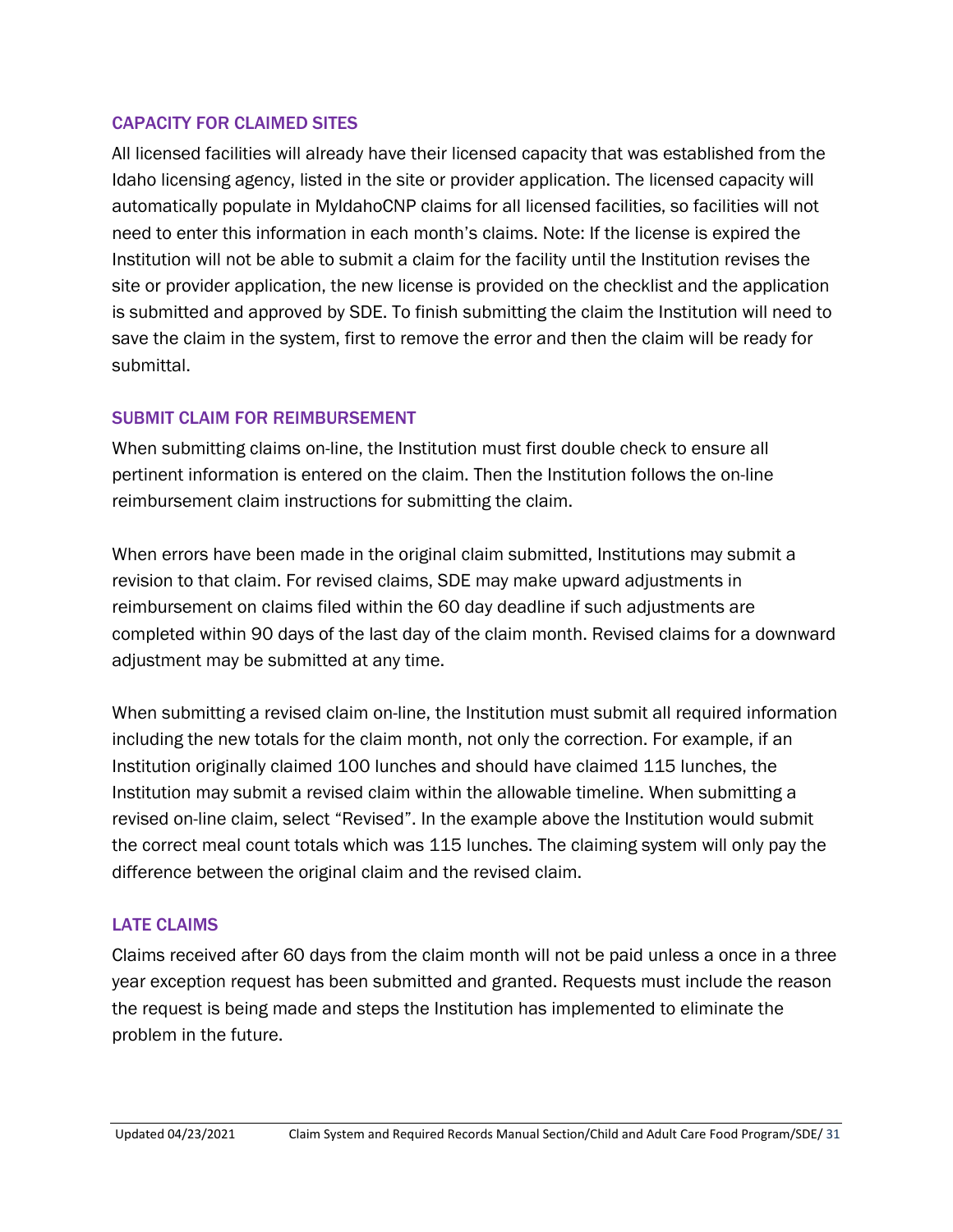### CAPACITY FOR CLAIMED SITES

All licensed facilities will already have their licensed capacity that was established from the Idaho licensing agency, listed in the site or provider application. The licensed capacity will automatically populate in MyIdahoCNP claims for all licensed facilities, so facilities will not need to enter this information in each month's claims. Note: If the license is expired the Institution will not be able to submit a claim for the facility until the Institution revises the site or provider application, the new license is provided on the checklist and the application is submitted and approved by SDE. To finish submitting the claim the Institution will need to save the claim in the system, first to remove the error and then the claim will be ready for submittal.

### SUBMIT CLAIM FOR REIMBURSEMENT

When submitting claims on-line, the Institution must first double check to ensure all pertinent information is entered on the claim. Then the Institution follows the on-line reimbursement claim instructions for submitting the claim.

When errors have been made in the original claim submitted, Institutions may submit a revision to that claim. For revised claims, SDE may make upward adjustments in reimbursement on claims filed within the 60 day deadline if such adjustments are completed within 90 days of the last day of the claim month. Revised claims for a downward adjustment may be submitted at any time.

When submitting a revised claim on-line, the Institution must submit all required information including the new totals for the claim month, not only the correction. For example, if an Institution originally claimed 100 lunches and should have claimed 115 lunches, the Institution may submit a revised claim within the allowable timeline. When submitting a revised on-line claim, select "Revised". In the example above the Institution would submit the correct meal count totals which was 115 lunches. The claiming system will only pay the difference between the original claim and the revised claim.

### LATE CLAIMS

Claims received after 60 days from the claim month will not be paid unless a once in a three year exception request has been submitted and granted. Requests must include the reason the request is being made and steps the Institution has implemented to eliminate the problem in the future.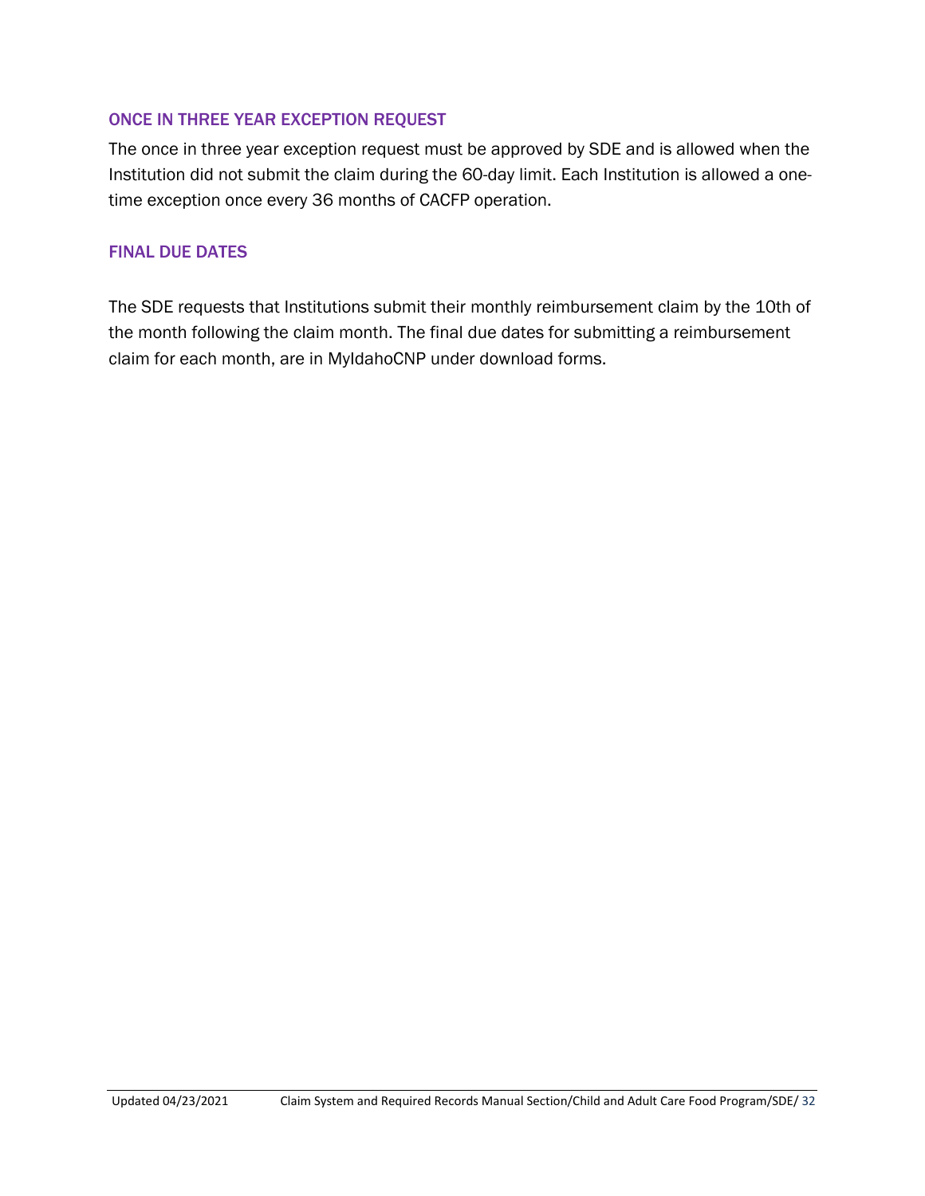### ONCE IN THREE YEAR EXCEPTION REQUEST

The once in three year exception request must be approved by SDE and is allowed when the Institution did not submit the claim during the 60-day limit. Each Institution is allowed a one-time exception once every 36 months of CACFP operation.

### FINAL DUE DATES

The SDE requests that Institutions submit their monthly reimbursement claim by the 10th of the month following the claim month. The final due dates for submitting a reimbursement claim for each month, are in MyIdahoCNP under download forms.